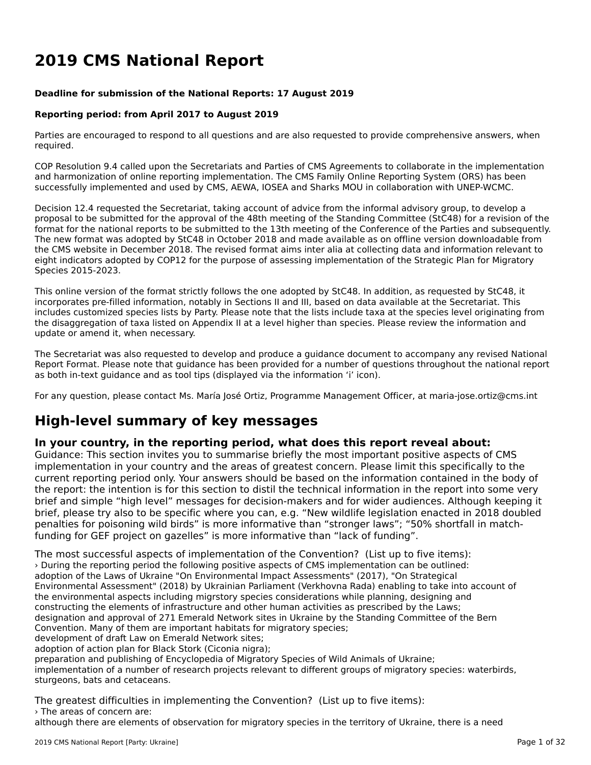# 2019 CMS National Report

**Deadline for submission of the National Reports: 17 August 2019**

**Reporting period: from April 2017 to August 2019**

Parties are encouraged to respond to all questions and are also requested to provide comprehensive answers, when required.

COP Resolution 9.4 called upon the Secretariats and Parties of CMS Agreements to collaborate in the implementation and harmonization of online reporting implementation. The CMS Family Online Reporting System (ORS) has been successfully implemented and used by CMS, AEWA, IOSEA and Sharks MOU in collaboration with UNEP-WCMC.

Decision 12.4 requested the Secretariat, taking account of advice from the informal advisory group, to develop a proposal to be submitted for the approval of the 48th meeting of the Standing Committee (StC48) for a revision of the format for the national reports to be submitted to the 13th meeting of the Conference of the Parties and subsequently. The new format was adopted by StC48 in October 2018 and made available as on offline version downloadable from the CMS website in December 2018. The revised format aims inter alia at collecting data and information relevant to eight indicators adopted by COP12 for the purpose of assessing implementation of the Strategic Plan for Migratory Species 2015-2023.

This online version of the format strictly follows the one adopted by StC48. In addition, as requested by StC48, it incorporates pre-filled information, notably in Sections II and III, based on data available at the Secretariat. This includes customized species lists by Party. Please note that the lists include taxa at the species level originating from the disaggregation of taxa listed on Appendix II at a level higher than species. Please review the information and update or amend it, when necessary.

The Secretariat was also requested to develop and produce a guidance document to accompany any revised National Report Format. Please note that guidance has been provided for a number of questions throughout the national report as both in-text guidance and as tool tips (displayed via the information 'i' icon).

For any question, please contact Ms. María José Ortiz, Programme Management Officer, at maria-jose.ortiz@cms.int

# High-level summary of key messages

## In your country, in the reporting period, what does this report reveal about:

Guidance: This section invites you to summarise briefly the most important positive aspects of CMS implementation in your country and the areas of greatest concern. Please limit this specifically to the current reporting period only. Your answers should be based on the information contained in the body of the report: the intention is for this section to distil the technical information in the report into some very brief and simple "high level" messages for decision-makers and for wider audiences. Although keeping it brief, please try also to be specific where you can, e.g. "New wildlife legislation enacted in 2018 doubled penalties for poisoning wild birds" is more informative than "stronger laws"; "50% shortfall in match-funding for GEF project on gazelles" is more informative than "lack of funding".

The most successful aspects of implementation of the Convention? (List up to five items):

› During the reporting period the following positive aspects of CMS implementation can be outlined:
adoption of the Laws of Ukraine "On Environmental Impact Assessments" (2017), "On Strategical Environmental Assessment" (2018) by Ukrainian Parliament (Verkhovna Rada) enabling to take into account of the environmental aspects including migrstory species considerations while planning, designing and constructing the elements of infrastructure and other human activities as prescribed by the Laws;
designation and approval of 271 Emerald Network sites in Ukraine by the Standing Committee of the Bern Convention. Many of them are important habitats for migratory species;
development of draft Law on Emerald Network sites;
adoption of action plan for Black Stork (Ciconia nigra);
preparation and publishing of Encyclopedia of Migratory Species of Wild Animals of Ukraine;
implementation of a number of research projects relevant to different groups of migratory species: waterbirds, sturgeons, bats and cetaceans.

The greatest difficulties in implementing the Convention? (List up to five items):

› The areas of concern are:
although there are elements of observation for migratory species in the territory of Ukraine, there is a need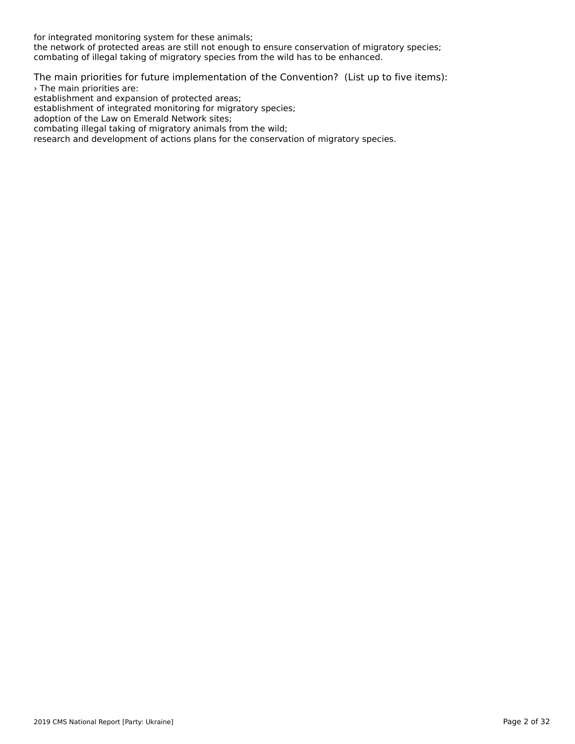for integrated monitoring system for these animals;
the network of protected areas are still not enough to ensure conservation of migratory species;
combating of illegal taking of migratory species from the wild has to be enhanced.

### The main priorities for future implementation of the Convention? (List up to five items):

› The main priorities are:
establishment and expansion of protected areas;
establishment of integrated monitoring for migratory species;
adoption of the Law on Emerald Network sites;
combating illegal taking of migratory animals from the wild;
research and development of actions plans for the conservation of migratory species.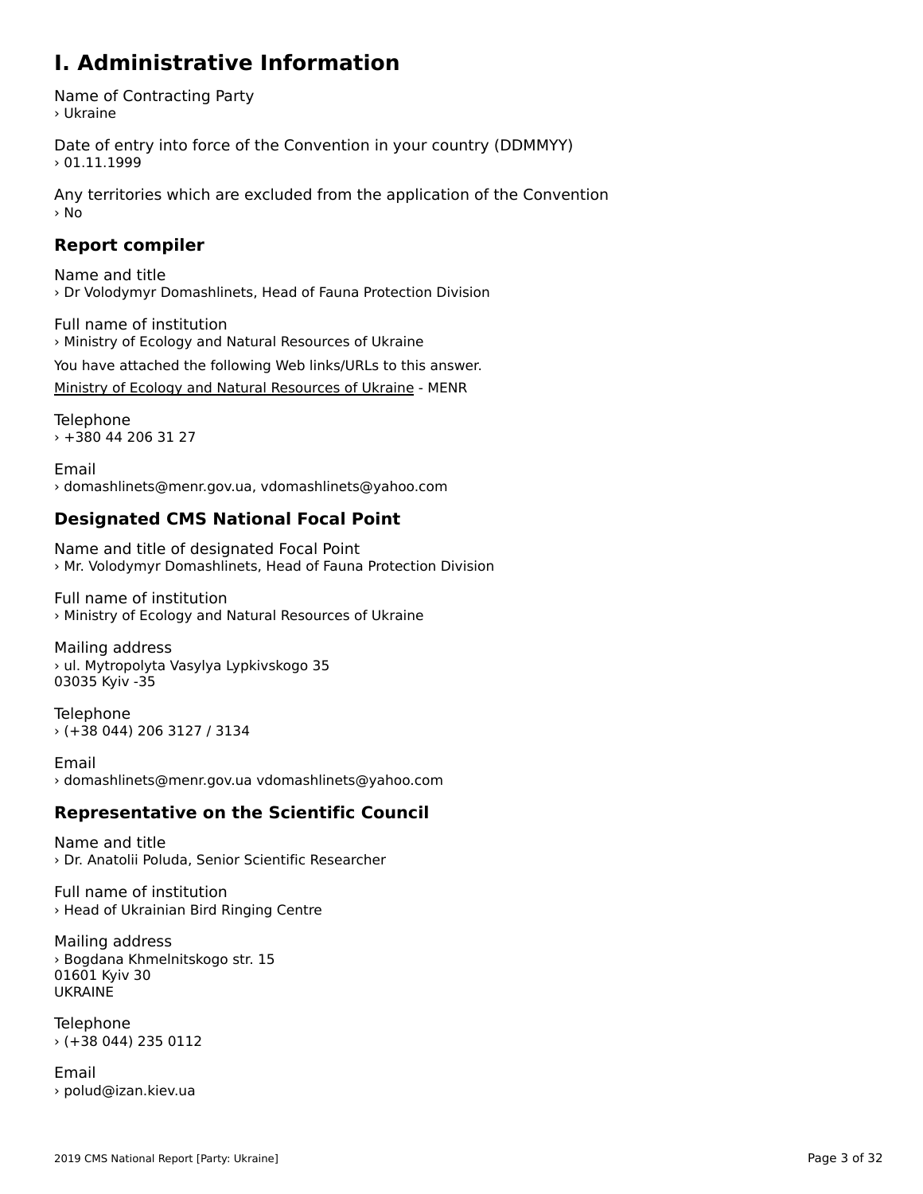# I. Administrative Information

Name of Contracting Party
› Ukraine

Date of entry into force of the Convention in your country (DDMMYY)
› 01.11.1999

Any territories which are excluded from the application of the Convention
› No

## Report compiler

Name and title
› Dr Volodymyr Domashlinets, Head of Fauna Protection Division

Full name of institution
› Ministry of Ecology and Natural Resources of Ukraine

You have attached the following Web links/URLs to this answer.

Ministry of Ecology and Natural Resources of Ukraine - MENR

Telephone
› +380 44 206 31 27

Email
› domashlinets@menr.gov.ua, vdomashlinets@yahoo.com

## Designated CMS National Focal Point

Name and title of designated Focal Point
› Mr. Volodymyr Domashlinets, Head of Fauna Protection Division

Full name of institution
› Ministry of Ecology and Natural Resources of Ukraine

Mailing address
› ul. Mytropolyta Vasylya Lypkivskogo 35
03035 Kyiv -35

Telephone
› (+38 044) 206 3127 / 3134

Email
› domashlinets@menr.gov.ua vdomashlinets@yahoo.com

## Representative on the Scientific Council

Name and title
› Dr. Anatolii Poluda, Senior Scientific Researcher

Full name of institution
› Head of Ukrainian Bird Ringing Centre

Mailing address
› Bogdana Khmelnitskogo str. 15
01601 Kyiv 30
UKRAINE

Telephone
› (+38 044) 235 0112

Email
› polud@izan.kiev.ua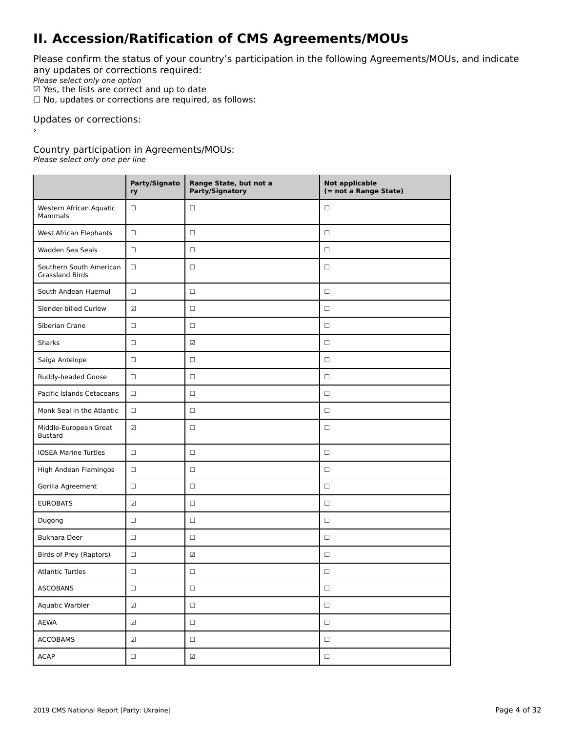# II. Accession/Ratification of CMS Agreements/MOUs

Please confirm the status of your country's participation in the following Agreements/MOUs, and indicate any updates or corrections required:

*Please select only one option*

☑ Yes, the lists are correct and up to date

☐ No, updates or corrections are required, as follows:

Updates or corrections:

›

Country participation in Agreements/MOUs:

*Please select only one per line*

| | Party/Signatory | Range State, but not a Party/Signatory | Not applicable (= not a Range State) |
|---|---|---|---|
| Western African Aquatic Mammals | ☐ | ☐ | ☐ |
| West African Elephants | ☐ | ☐ | ☐ |
| Wadden Sea Seals | ☐ | ☐ | ☐ |
| Southern South American Grassland Birds | ☐ | ☐ | ☐ |
| South Andean Huemul | ☐ | ☐ | ☐ |
| Slender-billed Curlew | ☑ | ☐ | ☐ |
| Siberian Crane | ☐ | ☐ | ☐ |
| Sharks | ☐ | ☑ | ☐ |
| Saiga Antelope | ☐ | ☐ | ☐ |
| Ruddy-headed Goose | ☐ | ☐ | ☐ |
| Pacific Islands Cetaceans | ☐ | ☐ | ☐ |
| Monk Seal in the Atlantic | ☐ | ☐ | ☐ |
| Middle-European Great Bustard | ☑ | ☐ | ☐ |
| IOSEA Marine Turtles | ☐ | ☐ | ☐ |
| High Andean Flamingos | ☐ | ☐ | ☐ |
| Gorilla Agreement | ☐ | ☐ | ☐ |
| EUROBATS | ☑ | ☐ | ☐ |
| Dugong | ☐ | ☐ | ☐ |
| Bukhara Deer | ☐ | ☐ | ☐ |
| Birds of Prey (Raptors) | ☐ | ☑ | ☐ |
| Atlantic Turtles | ☐ | ☐ | ☐ |
| ASCOBANS | ☐ | ☐ | ☐ |
| Aquatic Warbler | ☑ | ☐ | ☐ |
| AEWA | ☑ | ☐ | ☐ |
| ACCOBAMS | ☑ | ☐ | ☐ |
| ACAP | ☐ | ☑ | ☐ |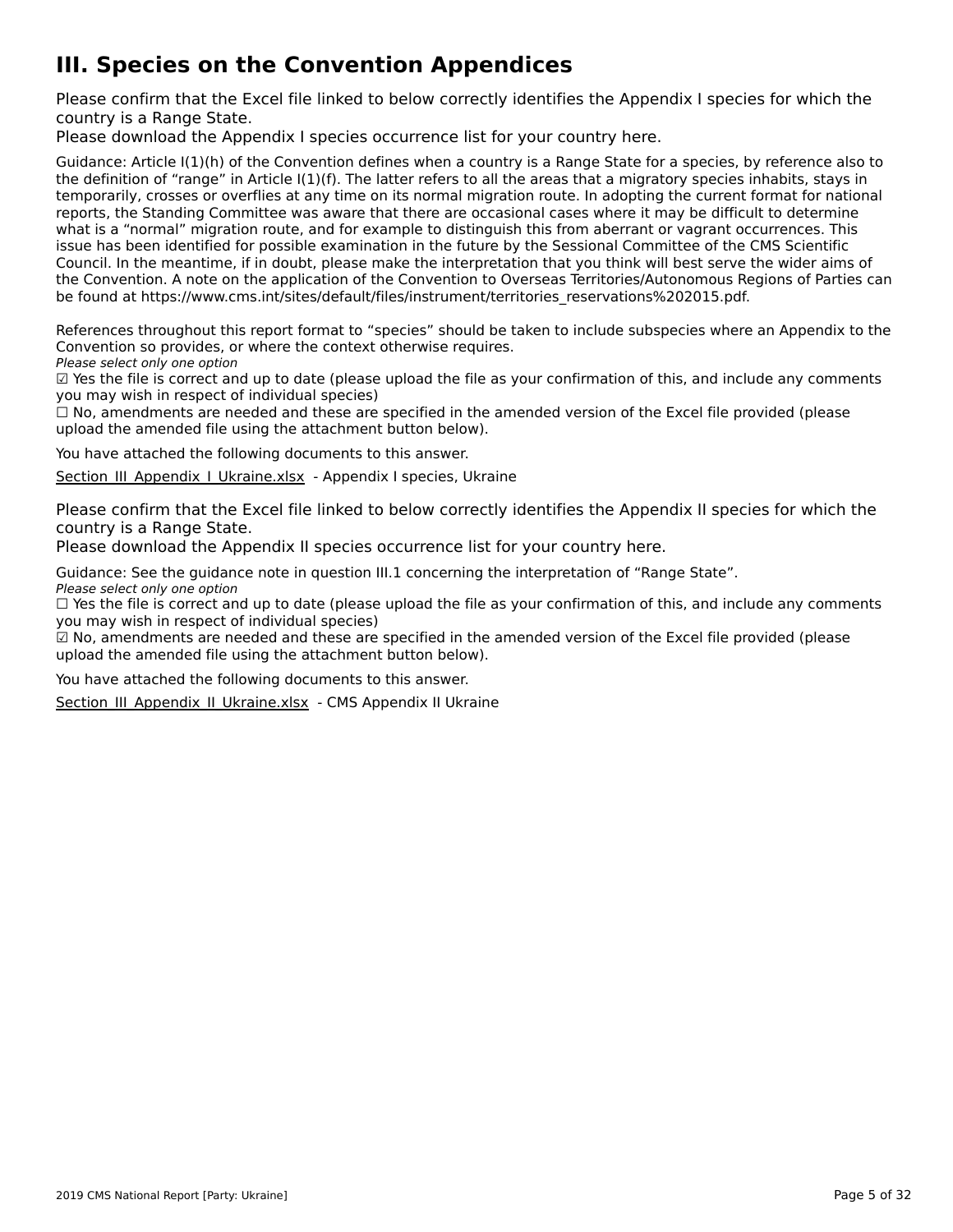# III. Species on the Convention Appendices

Please confirm that the Excel file linked to below correctly identifies the Appendix I species for which the country is a Range State.
Please download the Appendix I species occurrence list for your country here.

Guidance: Article I(1)(h) of the Convention defines when a country is a Range State for a species, by reference also to the definition of "range" in Article I(1)(f). The latter refers to all the areas that a migratory species inhabits, stays in temporarily, crosses or overflies at any time on its normal migration route. In adopting the current format for national reports, the Standing Committee was aware that there are occasional cases where it may be difficult to determine what is a "normal" migration route, and for example to distinguish this from aberrant or vagrant occurrences. This issue has been identified for possible examination in the future by the Sessional Committee of the CMS Scientific Council. In the meantime, if in doubt, please make the interpretation that you think will best serve the wider aims of the Convention. A note on the application of the Convention to Overseas Territories/Autonomous Regions of Parties can be found at https://www.cms.int/sites/default/files/instrument/territories_reservations%202015.pdf.

References throughout this report format to "species" should be taken to include subspecies where an Appendix to the Convention so provides, or where the context otherwise requires.
*Please select only one option*
☑ Yes the file is correct and up to date (please upload the file as your confirmation of this, and include any comments you may wish in respect of individual species)
☐ No, amendments are needed and these are specified in the amended version of the Excel file provided (please upload the amended file using the attachment button below).

You have attached the following documents to this answer.

Section_III_Appendix_I_Ukraine.xlsx - Appendix I species, Ukraine

Please confirm that the Excel file linked to below correctly identifies the Appendix II species for which the country is a Range State.
Please download the Appendix II species occurrence list for your country here.

Guidance: See the guidance note in question III.1 concerning the interpretation of "Range State".
*Please select only one option*
☐ Yes the file is correct and up to date (please upload the file as your confirmation of this, and include any comments you may wish in respect of individual species)
☑ No, amendments are needed and these are specified in the amended version of the Excel file provided (please upload the amended file using the attachment button below).

You have attached the following documents to this answer.

Section_III_Appendix_II_Ukraine.xlsx - CMS Appendix II Ukraine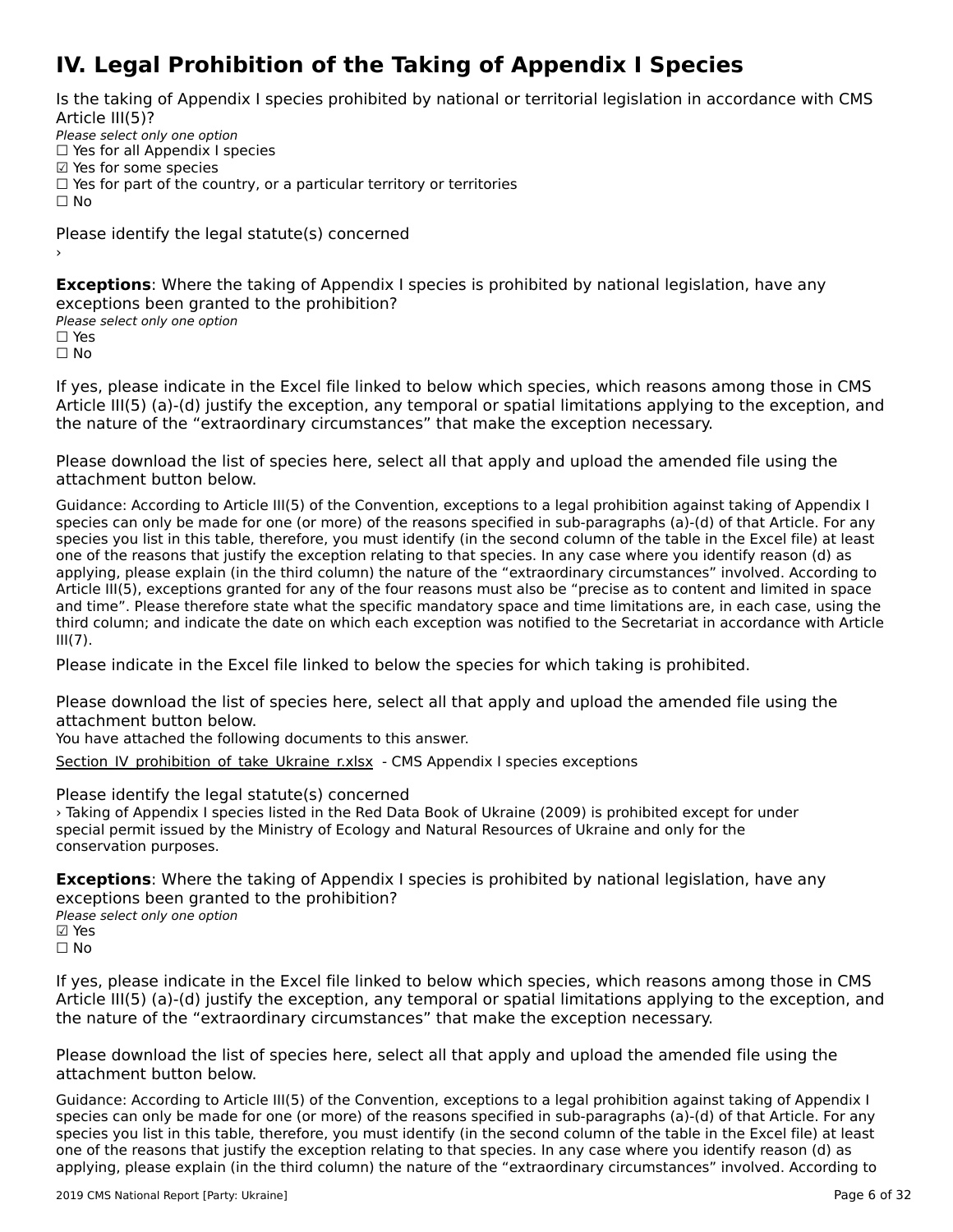# IV. Legal Prohibition of the Taking of Appendix I Species

Is the taking of Appendix I species prohibited by national or territorial legislation in accordance with CMS Article III(5)?

*Please select only one option*

☐ Yes for all Appendix I species
☑ Yes for some species
☐ Yes for part of the country, or a particular territory or territories
☐ No

Please identify the legal statute(s) concerned

›

**Exceptions**: Where the taking of Appendix I species is prohibited by national legislation, have any exceptions been granted to the prohibition?

*Please select only one option*

☐ Yes
☐ No

If yes, please indicate in the Excel file linked to below which species, which reasons among those in CMS Article III(5) (a)-(d) justify the exception, any temporal or spatial limitations applying to the exception, and the nature of the "extraordinary circumstances" that make the exception necessary.

Please download the list of species here, select all that apply and upload the amended file using the attachment button below.

Guidance: According to Article III(5) of the Convention, exceptions to a legal prohibition against taking of Appendix I species can only be made for one (or more) of the reasons specified in sub-paragraphs (a)-(d) of that Article. For any species you list in this table, therefore, you must identify (in the second column of the table in the Excel file) at least one of the reasons that justify the exception relating to that species. In any case where you identify reason (d) as applying, please explain (in the third column) the nature of the "extraordinary circumstances" involved. According to Article III(5), exceptions granted for any of the four reasons must also be "precise as to content and limited in space and time". Please therefore state what the specific mandatory space and time limitations are, in each case, using the third column; and indicate the date on which each exception was notified to the Secretariat in accordance with Article III(7).

Please indicate in the Excel file linked to below the species for which taking is prohibited.

Please download the list of species here, select all that apply and upload the amended file using the attachment button below.

You have attached the following documents to this answer.

Section_IV_prohibition_of_take_Ukraine_r.xlsx - CMS Appendix I species exceptions

Please identify the legal statute(s) concerned

› Taking of Appendix I species listed in the Red Data Book of Ukraine (2009) is prohibited except for under special permit issued by the Ministry of Ecology and Natural Resources of Ukraine and only for the conservation purposes.

**Exceptions**: Where the taking of Appendix I species is prohibited by national legislation, have any exceptions been granted to the prohibition?

*Please select only one option*

☑ Yes
☐ No

If yes, please indicate in the Excel file linked to below which species, which reasons among those in CMS Article III(5) (a)-(d) justify the exception, any temporal or spatial limitations applying to the exception, and the nature of the "extraordinary circumstances" that make the exception necessary.

Please download the list of species here, select all that apply and upload the amended file using the attachment button below.

Guidance: According to Article III(5) of the Convention, exceptions to a legal prohibition against taking of Appendix I species can only be made for one (or more) of the reasons specified in sub-paragraphs (a)-(d) of that Article. For any species you list in this table, therefore, you must identify (in the second column of the table in the Excel file) at least one of the reasons that justify the exception relating to that species. In any case where you identify reason (d) as applying, please explain (in the third column) the nature of the "extraordinary circumstances" involved. According to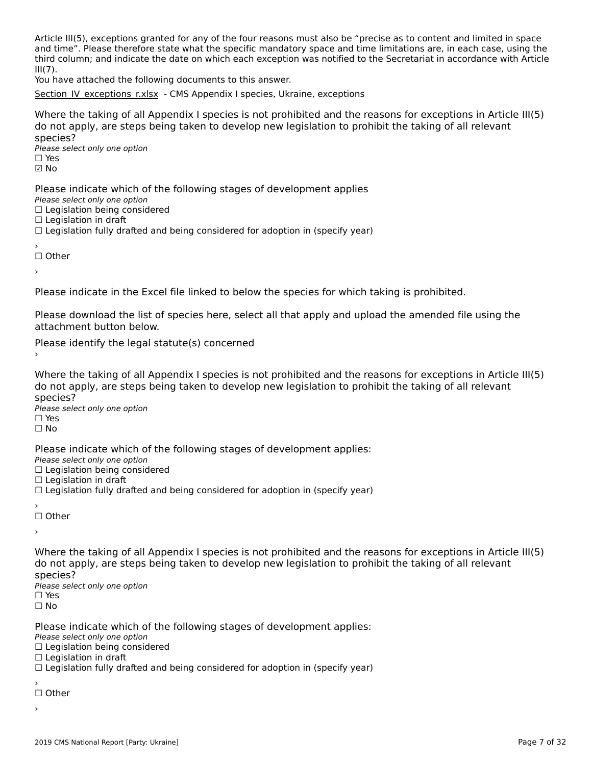Article III(5), exceptions granted for any of the four reasons must also be "precise as to content and limited in space and time". Please therefore state what the specific mandatory space and time limitations are, in each case, using the third column; and indicate the date on which each exception was notified to the Secretariat in accordance with Article III(7).

You have attached the following documents to this answer.

Section_IV_exceptions_r.xlsx - CMS Appendix I species, Ukraine, exceptions

Where the taking of all Appendix I species is not prohibited and the reasons for exceptions in Article III(5) do not apply, are steps being taken to develop new legislation to prohibit the taking of all relevant species?
*Please select only one option*
☐ Yes
☑ No

Please indicate which of the following stages of development applies
*Please select only one option*
☐ Legislation being considered
☐ Legislation in draft
☐ Legislation fully drafted and being considered for adoption in (specify year)
›
☐ Other
›

Please indicate in the Excel file linked to below the species for which taking is prohibited.

Please download the list of species here, select all that apply and upload the amended file using the attachment button below.

Please identify the legal statute(s) concerned
›

Where the taking of all Appendix I species is not prohibited and the reasons for exceptions in Article III(5) do not apply, are steps being taken to develop new legislation to prohibit the taking of all relevant species?
*Please select only one option*
☐ Yes
☐ No

Please indicate which of the following stages of development applies:
*Please select only one option*
☐ Legislation being considered
☐ Legislation in draft
☐ Legislation fully drafted and being considered for adoption in (specify year)
›
☐ Other
›

Where the taking of all Appendix I species is not prohibited and the reasons for exceptions in Article III(5) do not apply, are steps being taken to develop new legislation to prohibit the taking of all relevant species?
*Please select only one option*
☐ Yes
☐ No

Please indicate which of the following stages of development applies:
*Please select only one option*
☐ Legislation being considered
☐ Legislation in draft
☐ Legislation fully drafted and being considered for adoption in (specify year)
›
☐ Other
›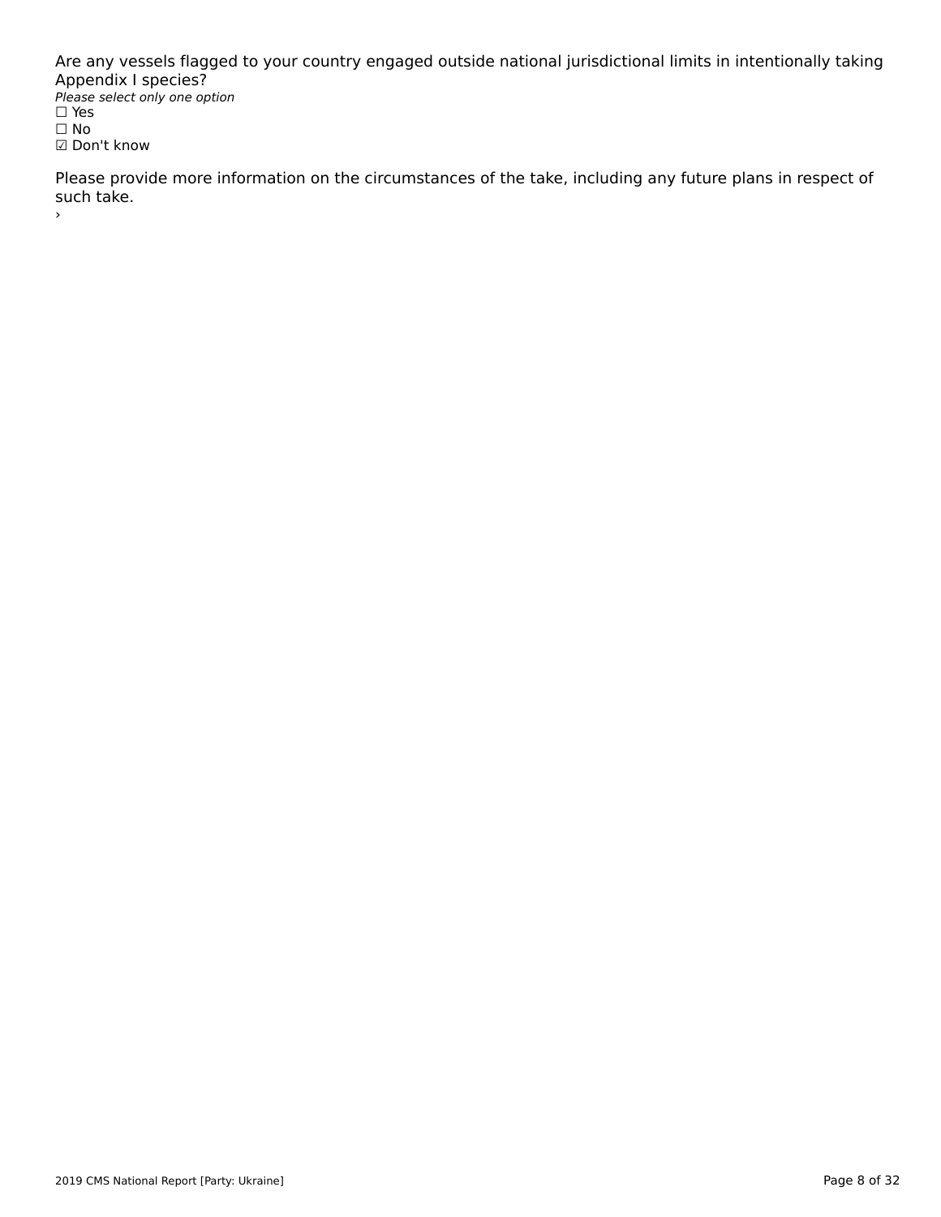Are any vessels flagged to your country engaged outside national jurisdictional limits in intentionally taking Appendix I species?

*Please select only one option*

☐ Yes

☐ No

☑ Don't know

Please provide more information on the circumstances of the take, including any future plans in respect of such take.

›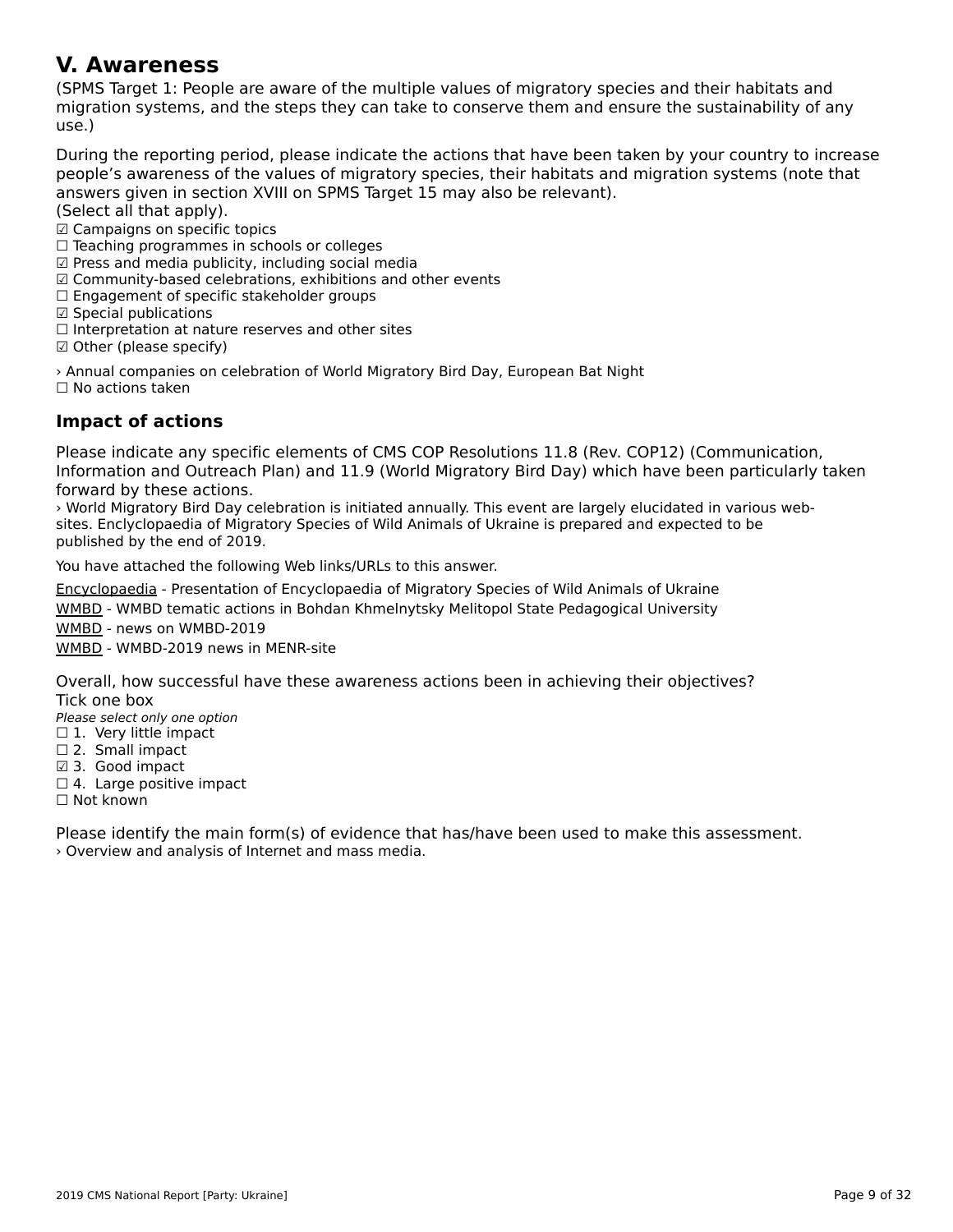## V. Awareness

(SPMS Target 1: People are aware of the multiple values of migratory species and their habitats and migration systems, and the steps they can take to conserve them and ensure the sustainability of any use.)

During the reporting period, please indicate the actions that have been taken by your country to increase people's awareness of the values of migratory species, their habitats and migration systems (note that answers given in section XVIII on SPMS Target 15 may also be relevant).
(Select all that apply).

☑ Campaigns on specific topics
☐ Teaching programmes in schools or colleges
☑ Press and media publicity, including social media
☑ Community-based celebrations, exhibitions and other events
☐ Engagement of specific stakeholder groups
☑ Special publications
☐ Interpretation at nature reserves and other sites
☑ Other (please specify)

› Annual companies on celebration of World Migratory Bird Day, European Bat Night

☐ No actions taken

### Impact of actions

Please indicate any specific elements of CMS COP Resolutions 11.8 (Rev. COP12) (Communication, Information and Outreach Plan) and 11.9 (World Migratory Bird Day) which have been particularly taken forward by these actions.

› World Migratory Bird Day celebration is initiated annually. This event are largely elucidated in various web-sites. Enclyclopaedia of Migratory Species of Wild Animals of Ukraine is prepared and expected to be published by the end of 2019.

You have attached the following Web links/URLs to this answer.

Encyclopaedia - Presentation of Encyclopaedia of Migratory Species of Wild Animals of Ukraine

WMBD - WMBD tematic actions in Bohdan Khmelnytsky Melitopol State Pedagogical University

WMBD - news on WMBD-2019

WMBD - WMBD-2019 news in MENR-site

Overall, how successful have these awareness actions been in achieving their objectives?
Tick one box
*Please select only one option*

☐ 1. Very little impact
☐ 2. Small impact
☑ 3. Good impact
☐ 4. Large positive impact
☐ Not known

Please identify the main form(s) of evidence that has/have been used to make this assessment.

› Overview and analysis of Internet and mass media.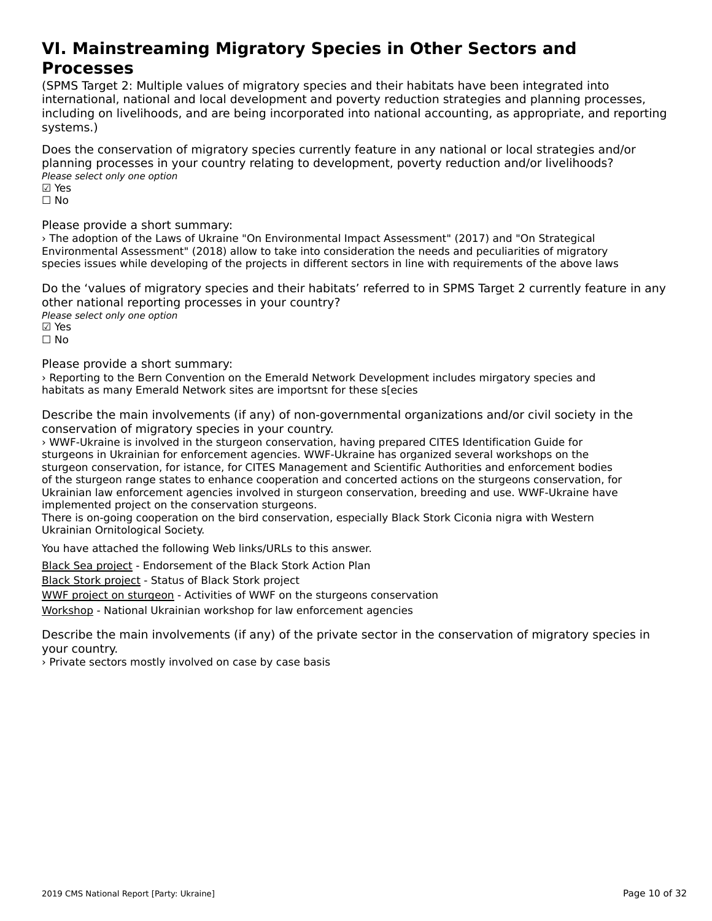# VI. Mainstreaming Migratory Species in Other Sectors and Processes

(SPMS Target 2: Multiple values of migratory species and their habitats have been integrated into international, national and local development and poverty reduction strategies and planning processes, including on livelihoods, and are being incorporated into national accounting, as appropriate, and reporting systems.)

Does the conservation of migratory species currently feature in any national or local strategies and/or planning processes in your country relating to development, poverty reduction and/or livelihoods?

*Please select only one option*

☑ Yes
☐ No

Please provide a short summary:

› The adoption of the Laws of Ukraine "On Environmental Impact Assessment" (2017) and "On Strategical Environmental Assessment" (2018) allow to take into consideration the needs and peculiarities of migratory species issues while developing of the projects in different sectors in line with requirements of the above laws

Do the 'values of migratory species and their habitats' referred to in SPMS Target 2 currently feature in any other national reporting processes in your country?

*Please select only one option*

☑ Yes
☐ No

Please provide a short summary:

› Reporting to the Bern Convention on the Emerald Network Development includes mirgatory species and habitats as many Emerald Network sites are importsnt for these s[ecies

Describe the main involvements (if any) of non-governmental organizations and/or civil society in the conservation of migratory species in your country.

› WWF-Ukraine is involved in the sturgeon conservation, having prepared CITES Identification Guide for sturgeons in Ukrainian for enforcement agencies. WWF-Ukraine has organized several workshops on the sturgeon conservation, for istance, for CITES Management and Scientific Authorities and enforcement bodies of the sturgeon range states to enhance cooperation and concerted actions on the sturgeons conservation, for Ukrainian law enforcement agencies involved in sturgeon conservation, breeding and use. WWF-Ukraine have implemented project on the conservation sturgeons.
There is on-going cooperation on the bird conservation, especially Black Stork Ciconia nigra with Western Ukrainian Ornitological Society.

You have attached the following Web links/URLs to this answer.

Black Sea project - Endorsement of the Black Stork Action Plan

Black Stork project - Status of Black Stork project

WWF project on sturgeon - Activities of WWF on the sturgeons conservation

Workshop - National Ukrainian workshop for law enforcement agencies

Describe the main involvements (if any) of the private sector in the conservation of migratory species in your country.

› Private sectors mostly involved on case by case basis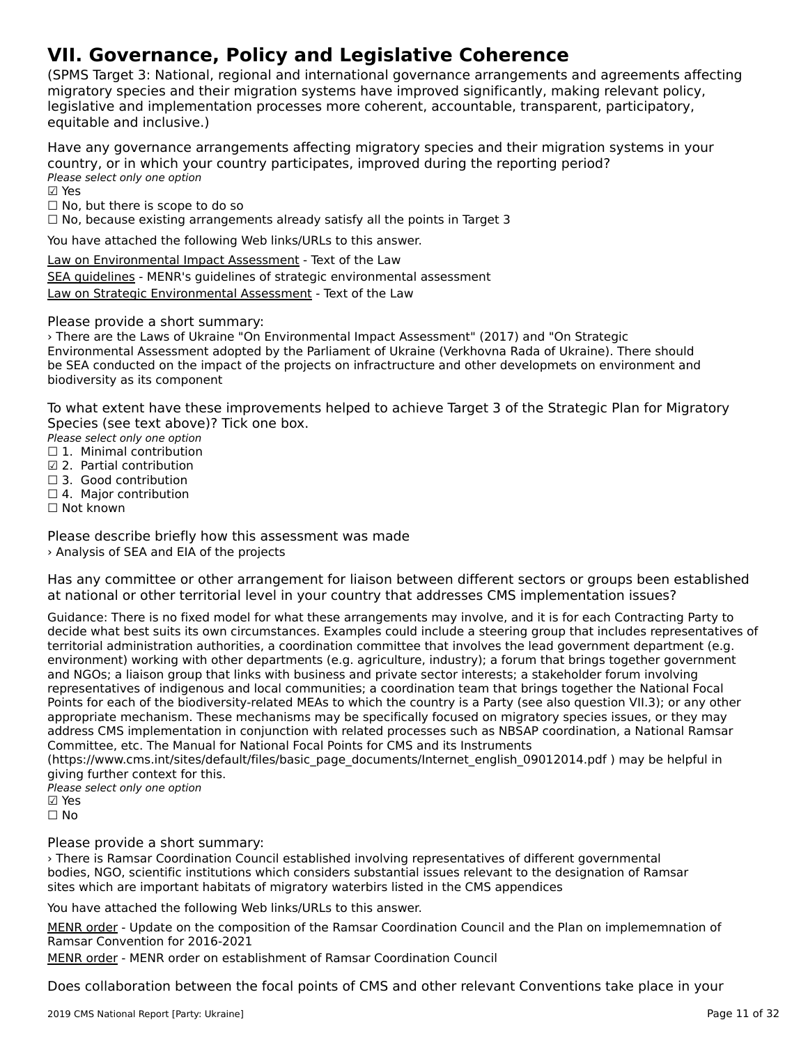# VII. Governance, Policy and Legislative Coherence

(SPMS Target 3: National, regional and international governance arrangements and agreements affecting migratory species and their migration systems have improved significantly, making relevant policy, legislative and implementation processes more coherent, accountable, transparent, participatory, equitable and inclusive.)

Have any governance arrangements affecting migratory species and their migration systems in your country, or in which your country participates, improved during the reporting period?

*Please select only one option*

☑ Yes

☐ No, but there is scope to do so

☐ No, because existing arrangements already satisfy all the points in Target 3

You have attached the following Web links/URLs to this answer.

Law on Environmental Impact Assessment - Text of the Law

SEA guidelines - MENR's guidelines of strategic environmental assessment

Law on Strategic Environmental Assessment - Text of the Law

Please provide a short summary:

› There are the Laws of Ukraine "On Environmental Impact Assessment" (2017) and "On Strategic Environmental Assessment adopted by the Parliament of Ukraine (Verkhovna Rada of Ukraine). There should be SEA conducted on the impact of the projects on infractructure and other developmets on environment and biodiversity as its component

To what extent have these improvements helped to achieve Target 3 of the Strategic Plan for Migratory Species (see text above)? Tick one box.

*Please select only one option*

☐ 1. Minimal contribution

☑ 2. Partial contribution

☐ 3. Good contribution

☐ 4. Major contribution

☐ Not known

Please describe briefly how this assessment was made

› Analysis of SEA and EIA of the projects

Has any committee or other arrangement for liaison between different sectors or groups been established at national or other territorial level in your country that addresses CMS implementation issues?

Guidance: There is no fixed model for what these arrangements may involve, and it is for each Contracting Party to decide what best suits its own circumstances. Examples could include a steering group that includes representatives of territorial administration authorities, a coordination committee that involves the lead government department (e.g. environment) working with other departments (e.g. agriculture, industry); a forum that brings together government and NGOs; a liaison group that links with business and private sector interests; a stakeholder forum involving representatives of indigenous and local communities; a coordination team that brings together the National Focal Points for each of the biodiversity-related MEAs to which the country is a Party (see also question VII.3); or any other appropriate mechanism. These mechanisms may be specifically focused on migratory species issues, or they may address CMS implementation in conjunction with related processes such as NBSAP coordination, a National Ramsar Committee, etc. The Manual for National Focal Points for CMS and its Instruments (https://www.cms.int/sites/default/files/basic_page_documents/Internet_english_09012014.pdf ) may be helpful in giving further context for this.

*Please select only one option*

☑ Yes

☐ No

Please provide a short summary:

› There is Ramsar Coordination Council established involving representatives of different governmental bodies, NGO, scientific institutions which considers substantial issues relevant to the designation of Ramsar sites which are important habitats of migratory waterbirs listed in the CMS appendices

You have attached the following Web links/URLs to this answer.

MENR order - Update on the composition of the Ramsar Coordination Council and the Plan on implememnation of Ramsar Convention for 2016-2021

MENR order - MENR order on establishment of Ramsar Coordination Council

Does collaboration between the focal points of CMS and other relevant Conventions take place in your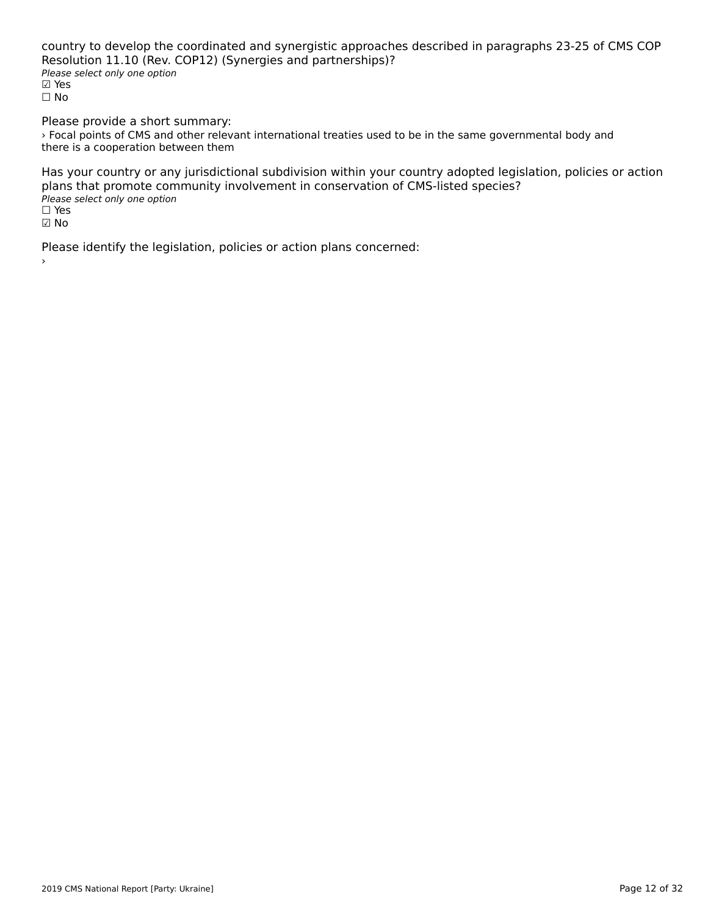country to develop the coordinated and synergistic approaches described in paragraphs 23-25 of CMS COP Resolution 11.10 (Rev. COP12) (Synergies and partnerships)?

*Please select only one option*

☑ Yes

☐ No

Please provide a short summary:

› Focal points of CMS and other relevant international treaties used to be in the same governmental body and there is a cooperation between them

Has your country or any jurisdictional subdivision within your country adopted legislation, policies or action plans that promote community involvement in conservation of CMS-listed species?

*Please select only one option*

☐ Yes

☑ No

Please identify the legislation, policies or action plans concerned:

›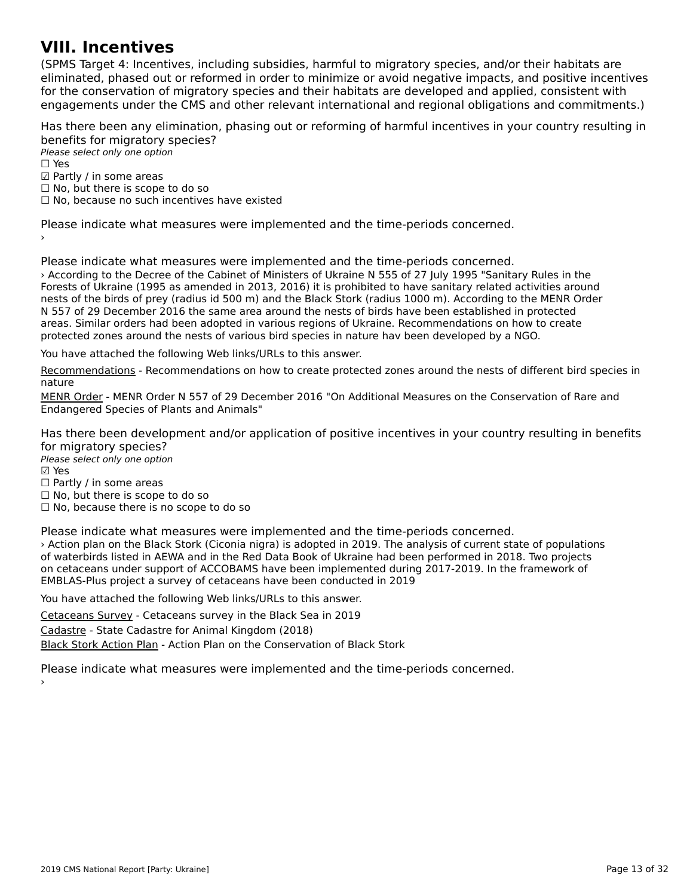# VIII. Incentives

(SPMS Target 4: Incentives, including subsidies, harmful to migratory species, and/or their habitats are eliminated, phased out or reformed in order to minimize or avoid negative impacts, and positive incentives for the conservation of migratory species and their habitats are developed and applied, consistent with engagements under the CMS and other relevant international and regional obligations and commitments.)

Has there been any elimination, phasing out or reforming of harmful incentives in your country resulting in benefits for migratory species?

*Please select only one option*

☐ Yes
☑ Partly / in some areas
☐ No, but there is scope to do so
☐ No, because no such incentives have existed

Please indicate what measures were implemented and the time-periods concerned.

›

Please indicate what measures were implemented and the time-periods concerned.

› According to the Decree of the Cabinet of Ministers of Ukraine N 555 of 27 July 1995 "Sanitary Rules in the Forests of Ukraine (1995 as amended in 2013, 2016) it is prohibited to have sanitary related activities around nests of the birds of prey (radius id 500 m) and the Black Stork (radius 1000 m). According to the MENR Order N 557 of 29 December 2016 the same area around the nests of birds have been established in protected areas. Similar orders had been adopted in various regions of Ukraine. Recommendations on how to create protected zones around the nests of various bird species in nature hav been developed by a NGO.

You have attached the following Web links/URLs to this answer.

Recommendations - Recommendations on how to create protected zones around the nests of different bird species in nature

MENR Order - MENR Order N 557 of 29 December 2016 "On Additional Measures on the Conservation of Rare and Endangered Species of Plants and Animals"

Has there been development and/or application of positive incentives in your country resulting in benefits for migratory species?

*Please select only one option*

☑ Yes
☐ Partly / in some areas
☐ No, but there is scope to do so
☐ No, because there is no scope to do so

Please indicate what measures were implemented and the time-periods concerned.

› Action plan on the Black Stork (Ciconia nigra) is adopted in 2019. The analysis of current state of populations of waterbirds listed in AEWA and in the Red Data Book of Ukraine had been performed in 2018. Two projects on cetaceans under support of ACCOBAMS have been implemented during 2017-2019. In the framework of EMBLAS-Plus project a survey of cetaceans have been conducted in 2019

You have attached the following Web links/URLs to this answer.

Cetaceans Survey - Cetaceans survey in the Black Sea in 2019

Cadastre - State Cadastre for Animal Kingdom (2018)

Black Stork Action Plan - Action Plan on the Conservation of Black Stork

Please indicate what measures were implemented and the time-periods concerned.

›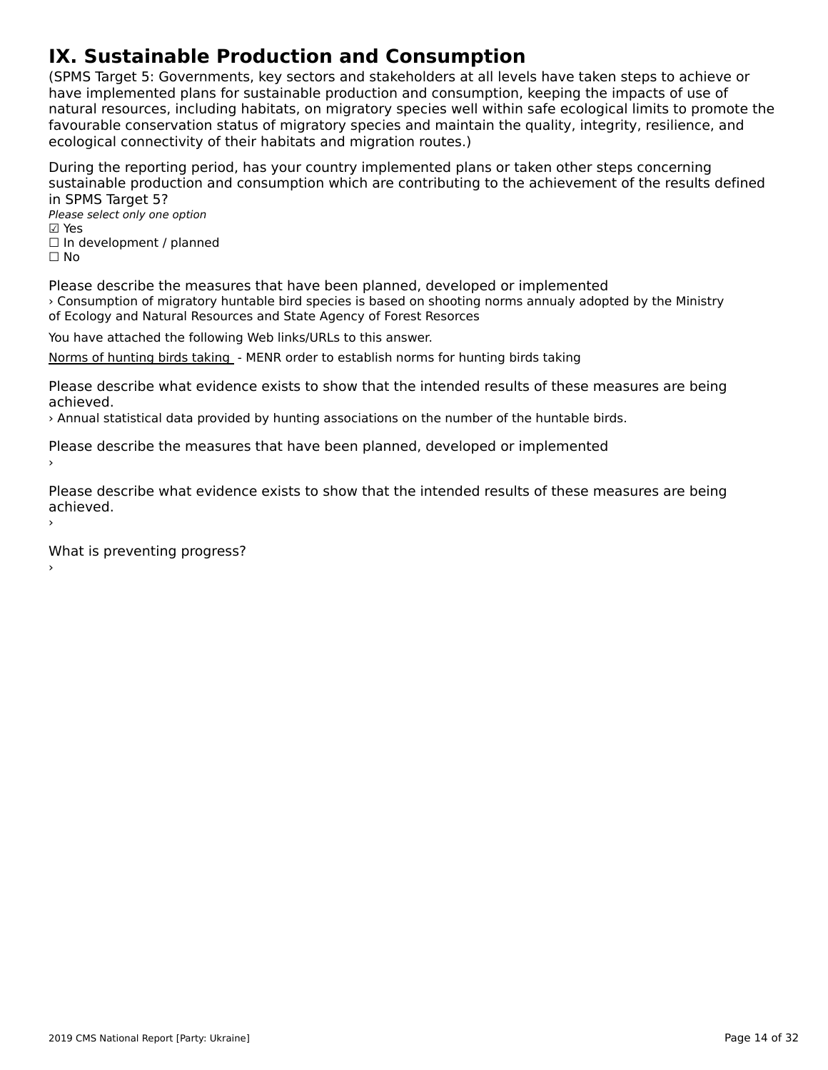# IX. Sustainable Production and Consumption

(SPMS Target 5: Governments, key sectors and stakeholders at all levels have taken steps to achieve or have implemented plans for sustainable production and consumption, keeping the impacts of use of natural resources, including habitats, on migratory species well within safe ecological limits to promote the favourable conservation status of migratory species and maintain the quality, integrity, resilience, and ecological connectivity of their habitats and migration routes.)

During the reporting period, has your country implemented plans or taken other steps concerning sustainable production and consumption which are contributing to the achievement of the results defined in SPMS Target 5?

*Please select only one option*

☑ Yes
☐ In development / planned
☐ No

Please describe the measures that have been planned, developed or implemented

› Consumption of migratory huntable bird species is based on shooting norms annualy adopted by the Ministry of Ecology and Natural Resources and State Agency of Forest Resorces

You have attached the following Web links/URLs to this answer.

Norms of hunting birds taking - MENR order to establish norms for hunting birds taking

Please describe what evidence exists to show that the intended results of these measures are being achieved.

› Annual statistical data provided by hunting associations on the number of the huntable birds.

Please describe the measures that have been planned, developed or implemented

›

Please describe what evidence exists to show that the intended results of these measures are being achieved.

›

What is preventing progress?

›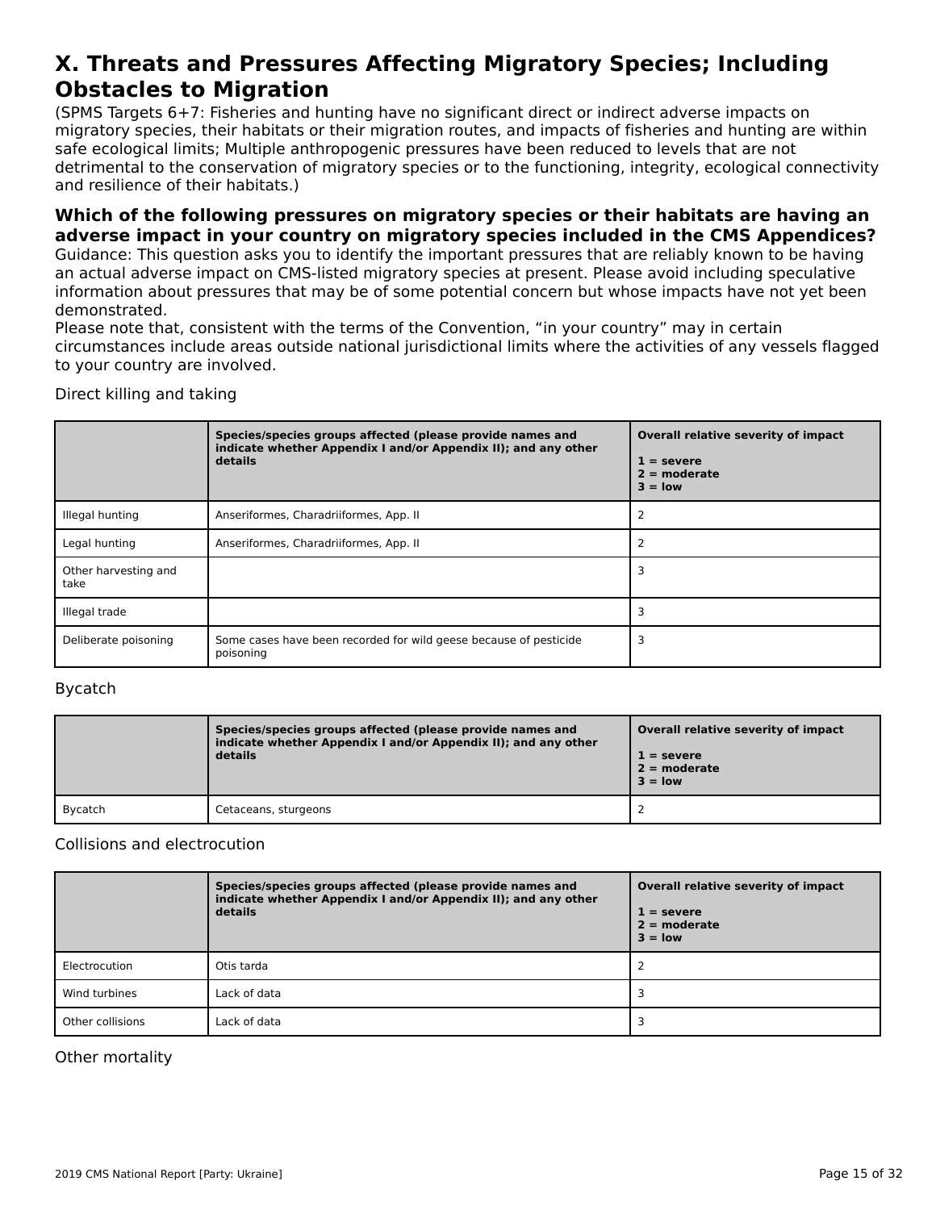# X. Threats and Pressures Affecting Migratory Species; Including Obstacles to Migration

(SPMS Targets 6+7: Fisheries and hunting have no significant direct or indirect adverse impacts on migratory species, their habitats or their migration routes, and impacts of fisheries and hunting are within safe ecological limits; Multiple anthropogenic pressures have been reduced to levels that are not detrimental to the conservation of migratory species or to the functioning, integrity, ecological connectivity and resilience of their habitats.)

### Which of the following pressures on migratory species or their habitats are having an adverse impact in your country on migratory species included in the CMS Appendices?

Guidance: This question asks you to identify the important pressures that are reliably known to be having an actual adverse impact on CMS-listed migratory species at present. Please avoid including speculative information about pressures that may be of some potential concern but whose impacts have not yet been demonstrated.
Please note that, consistent with the terms of the Convention, "in your country" may in certain circumstances include areas outside national jurisdictional limits where the activities of any vessels flagged to your country are involved.

Direct killing and taking

| | **Species/species groups affected (please provide names and indicate whether Appendix I and/or Appendix II); and any other details** | **Overall relative severity of impact**<br><br>**1 = severe**<br>**2 = moderate**<br>**3 = low** |
|---|---|---|
| Illegal hunting | Anseriformes, Charadriiformes, App. II | 2 |
| Legal hunting | Anseriformes, Charadriiformes, App. II | 2 |
| Other harvesting and take | | 3 |
| Illegal trade | | 3 |
| Deliberate poisoning | Some cases have been recorded for wild geese because of pesticide poisoning | 3 |

Bycatch

| | **Species/species groups affected (please provide names and indicate whether Appendix I and/or Appendix II); and any other details** | **Overall relative severity of impact**<br><br>**1 = severe**<br>**2 = moderate**<br>**3 = low** |
|---|---|---|
| Bycatch | Cetaceans, sturgeons | 2 |

Collisions and electrocution

| | **Species/species groups affected (please provide names and indicate whether Appendix I and/or Appendix II); and any other details** | **Overall relative severity of impact**<br><br>**1 = severe**<br>**2 = moderate**<br>**3 = low** |
|---|---|---|
| Electrocution | Otis tarda | 2 |
| Wind turbines | Lack of data | 3 |
| Other collisions | Lack of data | 3 |

Other mortality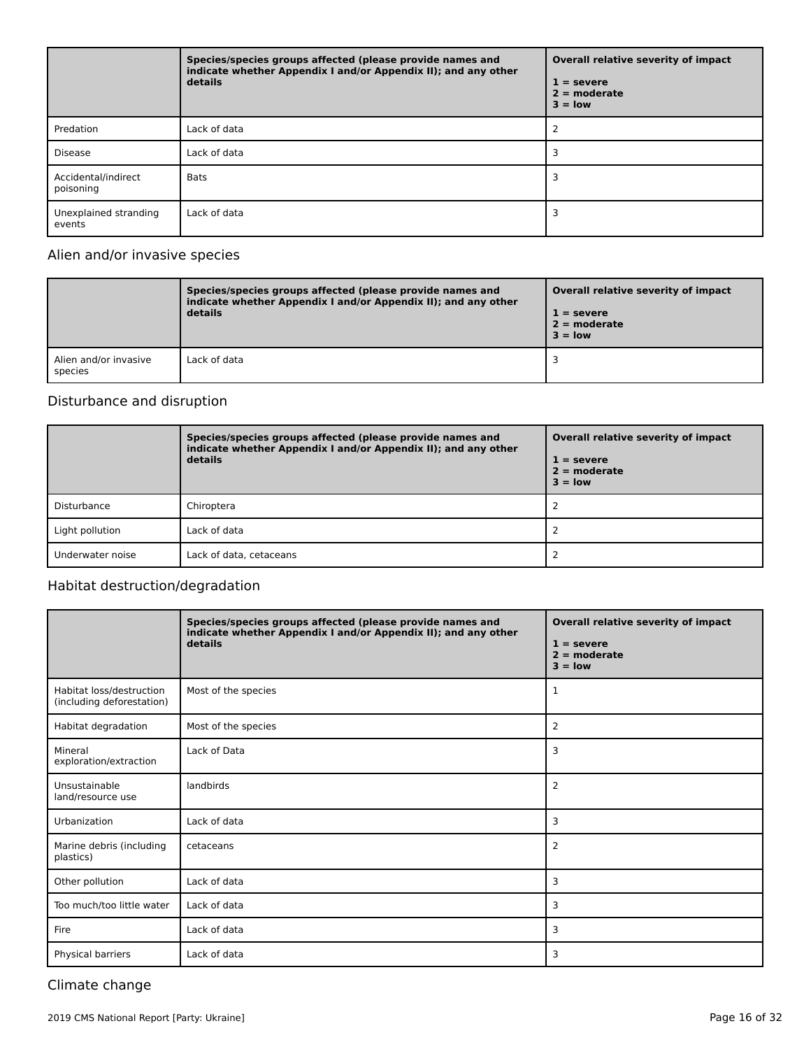| | Species/species groups affected (please provide names and indicate whether Appendix I and/or Appendix II); and any other details | Overall relative severity of impact<br><br>1 = severe<br>2 = moderate<br>3 = low |
|---|---|---|
| Predation | Lack of data | 2 |
| Disease | Lack of data | 3 |
| Accidental/indirect poisoning | Bats | 3 |
| Unexplained stranding events | Lack of data | 3 |

## Alien and/or invasive species

| | Species/species groups affected (please provide names and indicate whether Appendix I and/or Appendix II); and any other details | Overall relative severity of impact<br><br>1 = severe<br>2 = moderate<br>3 = low |
|---|---|---|
| Alien and/or invasive species | Lack of data | 3 |

## Disturbance and disruption

| | Species/species groups affected (please provide names and indicate whether Appendix I and/or Appendix II); and any other details | Overall relative severity of impact<br><br>1 = severe<br>2 = moderate<br>3 = low |
|---|---|---|
| Disturbance | Chiroptera | 2 |
| Light pollution | Lack of data | 2 |
| Underwater noise | Lack of data, cetaceans | 2 |

## Habitat destruction/degradation

| | Species/species groups affected (please provide names and indicate whether Appendix I and/or Appendix II); and any other details | Overall relative severity of impact<br><br>1 = severe<br>2 = moderate<br>3 = low |
|---|---|---|
| Habitat loss/destruction (including deforestation) | Most of the species | 1 |
| Habitat degradation | Most of the species | 2 |
| Mineral exploration/extraction | Lack of Data | 3 |
| Unsustainable land/resource use | landbirds | 2 |
| Urbanization | Lack of data | 3 |
| Marine debris (including plastics) | cetaceans | 2 |
| Other pollution | Lack of data | 3 |
| Too much/too little water | Lack of data | 3 |
| Fire | Lack of data | 3 |
| Physical barriers | Lack of data | 3 |

## Climate change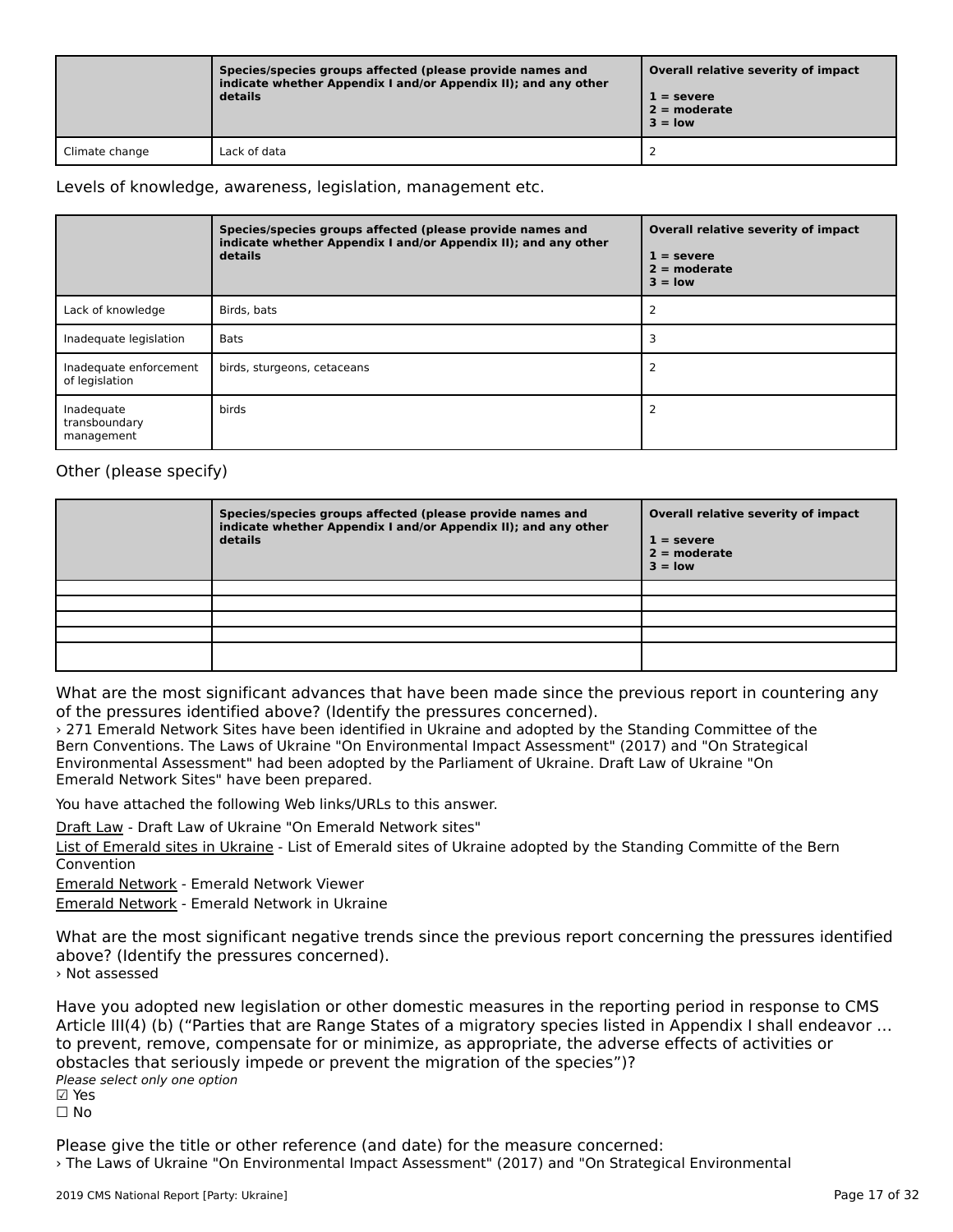| | Species/species groups affected (please provide names and indicate whether Appendix I and/or Appendix II); and any other details | Overall relative severity of impact<br><br>1 = severe<br>2 = moderate<br>3 = low |
|---|---|---|
| Climate change | Lack of data | 2 |

Levels of knowledge, awareness, legislation, management etc.

| | Species/species groups affected (please provide names and indicate whether Appendix I and/or Appendix II); and any other details | Overall relative severity of impact<br><br>1 = severe<br>2 = moderate<br>3 = low |
|---|---|---|
| Lack of knowledge | Birds, bats | 2 |
| Inadequate legislation | Bats | 3 |
| Inadequate enforcement of legislation | birds, sturgeons, cetaceans | 2 |
| Inadequate transboundary management | birds | 2 |

Other (please specify)

| | Species/species groups affected (please provide names and indicate whether Appendix I and/or Appendix II); and any other details | Overall relative severity of impact<br><br>1 = severe<br>2 = moderate<br>3 = low |
|---|---|---|
| | | |
| | | |
| | | |
| | | |
| | | |

What are the most significant advances that have been made since the previous report in countering any of the pressures identified above? (Identify the pressures concerned).

› 271 Emerald Network Sites have been identified in Ukraine and adopted by the Standing Committee of the Bern Conventions. The Laws of Ukraine "On Environmental Impact Assessment" (2017) and "On Strategical Environmental Assessment" had been adopted by the Parliament of Ukraine. Draft Law of Ukraine "On Emerald Network Sites" have been prepared.

You have attached the following Web links/URLs to this answer.

Draft Law - Draft Law of Ukraine "On Emerald Network sites"

List of Emerald sites in Ukraine - List of Emerald sites of Ukraine adopted by the Standing Committe of the Bern Convention

Emerald Network - Emerald Network Viewer

Emerald Network - Emerald Network in Ukraine

What are the most significant negative trends since the previous report concerning the pressures identified above? (Identify the pressures concerned).

› Not assessed

Have you adopted new legislation or other domestic measures in the reporting period in response to CMS Article III(4) (b) ("Parties that are Range States of a migratory species listed in Appendix I shall endeavor … to prevent, remove, compensate for or minimize, as appropriate, the adverse effects of activities or obstacles that seriously impede or prevent the migration of the species")?

*Please select only one option*

☑ Yes

☐ No

Please give the title or other reference (and date) for the measure concerned:

› The Laws of Ukraine "On Environmental Impact Assessment" (2017) and "On Strategical Environmental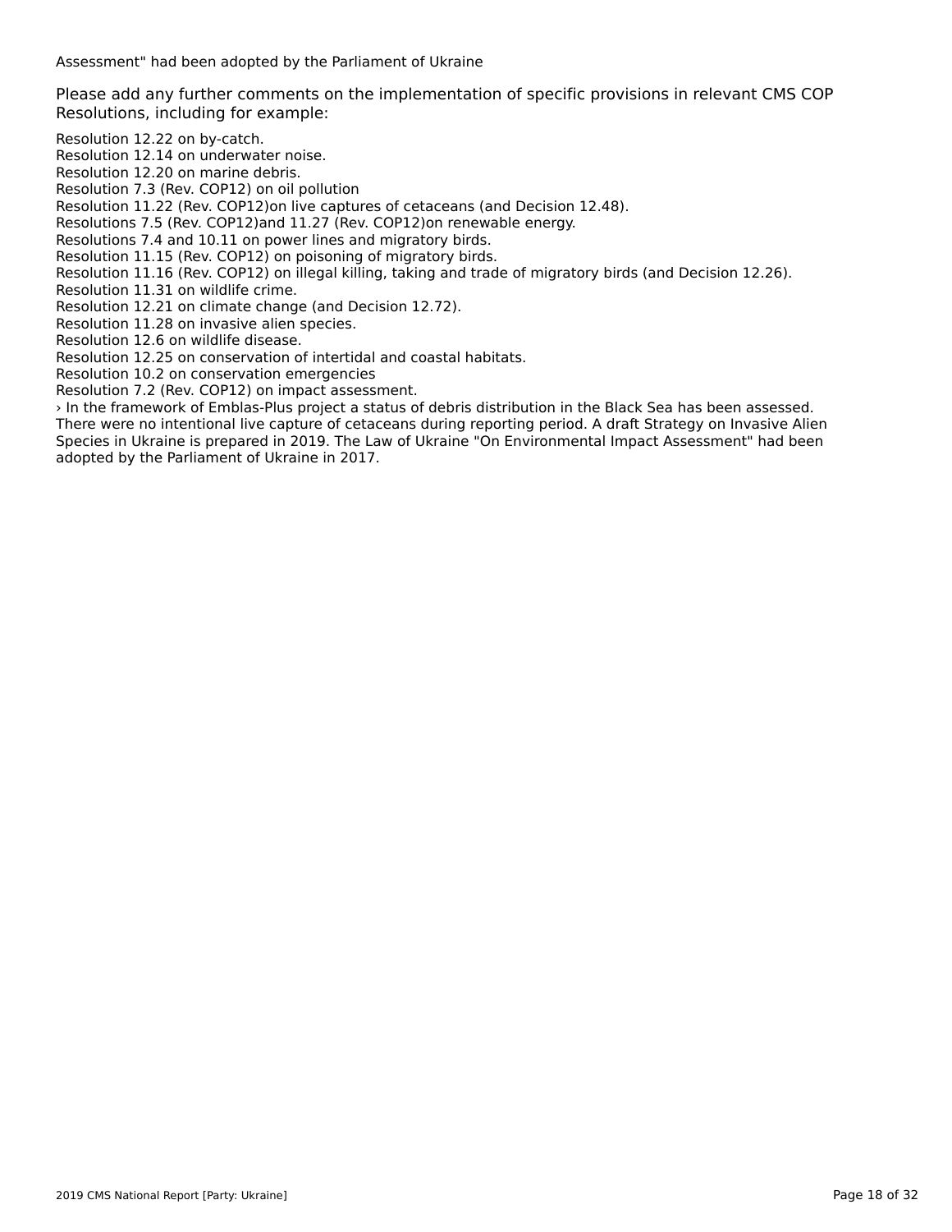Assessment" had been adopted by the Parliament of Ukraine

### Please add any further comments on the implementation of specific provisions in relevant CMS COP Resolutions, including for example:

Resolution 12.22 on by-catch.
Resolution 12.14 on underwater noise.
Resolution 12.20 on marine debris.
Resolution 7.3 (Rev. COP12) on oil pollution
Resolution 11.22 (Rev. COP12)on live captures of cetaceans (and Decision 12.48).
Resolutions 7.5 (Rev. COP12)and 11.27 (Rev. COP12)on renewable energy.
Resolutions 7.4 and 10.11 on power lines and migratory birds.
Resolution 11.15 (Rev. COP12) on poisoning of migratory birds.
Resolution 11.16 (Rev. COP12) on illegal killing, taking and trade of migratory birds (and Decision 12.26).
Resolution 11.31 on wildlife crime.
Resolution 12.21 on climate change (and Decision 12.72).
Resolution 11.28 on invasive alien species.
Resolution 12.6 on wildlife disease.
Resolution 12.25 on conservation of intertidal and coastal habitats.
Resolution 10.2 on conservation emergencies
Resolution 7.2 (Rev. COP12) on impact assessment.

› In the framework of Emblas-Plus project a status of debris distribution in the Black Sea has been assessed. There were no intentional live capture of cetaceans during reporting period. A draft Strategy on Invasive Alien Species in Ukraine is prepared in 2019. The Law of Ukraine "On Environmental Impact Assessment" had been adopted by the Parliament of Ukraine in 2017.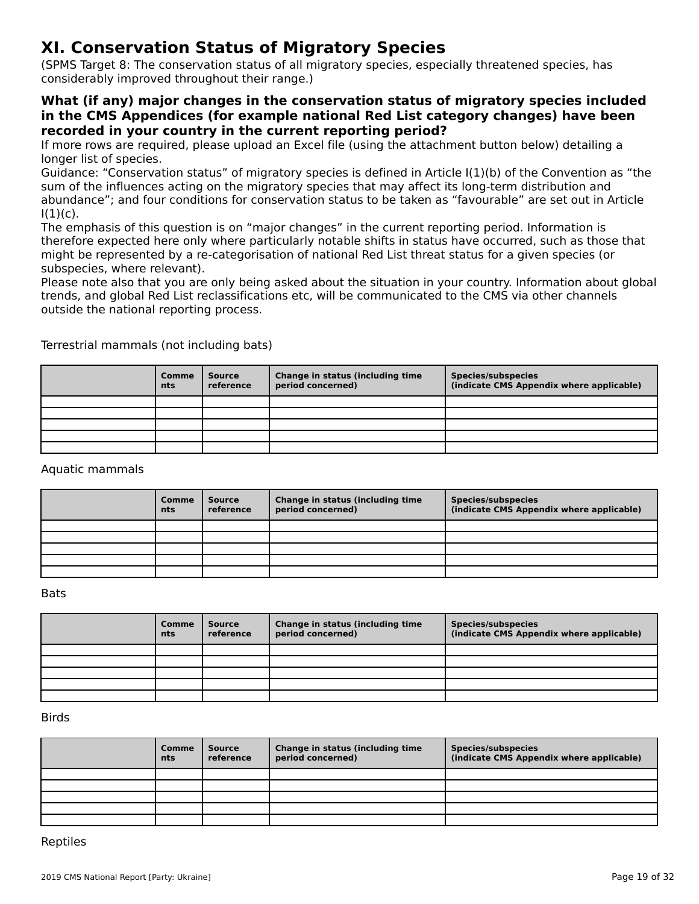# XI. Conservation Status of Migratory Species

(SPMS Target 8: The conservation status of all migratory species, especially threatened species, has considerably improved throughout their range.)

### What (if any) major changes in the conservation status of migratory species included in the CMS Appendices (for example national Red List category changes) have been recorded in your country in the current reporting period?

If more rows are required, please upload an Excel file (using the attachment button below) detailing a longer list of species.

Guidance: "Conservation status" of migratory species is defined in Article I(1)(b) of the Convention as "the sum of the influences acting on the migratory species that may affect its long-term distribution and abundance"; and four conditions for conservation status to be taken as "favourable" are set out in Article I(1)(c).

The emphasis of this question is on "major changes" in the current reporting period. Information is therefore expected here only where particularly notable shifts in status have occurred, such as those that might be represented by a re-categorisation of national Red List threat status for a given species (or subspecies, where relevant).

Please note also that you are only being asked about the situation in your country. Information about global trends, and global Red List reclassifications etc, will be communicated to the CMS via other channels outside the national reporting process.

Terrestrial mammals (not including bats)

| | Comments | Source reference | Change in status (including time period concerned) | Species/subspecies (indicate CMS Appendix where applicable) |
|---|---|---|---|---|
| | | | | |
| | | | | |
| | | | | |
| | | | | |
| | | | | |

Aquatic mammals

| | Comments | Source reference | Change in status (including time period concerned) | Species/subspecies (indicate CMS Appendix where applicable) |
|---|---|---|---|---|
| | | | | |
| | | | | |
| | | | | |
| | | | | |
| | | | | |

Bats

| | Comments | Source reference | Change in status (including time period concerned) | Species/subspecies (indicate CMS Appendix where applicable) |
|---|---|---|---|---|
| | | | | |
| | | | | |
| | | | | |
| | | | | |
| | | | | |

Birds

| | Comments | Source reference | Change in status (including time period concerned) | Species/subspecies (indicate CMS Appendix where applicable) |
|---|---|---|---|---|
| | | | | |
| | | | | |
| | | | | |
| | | | | |
| | | | | |

Reptiles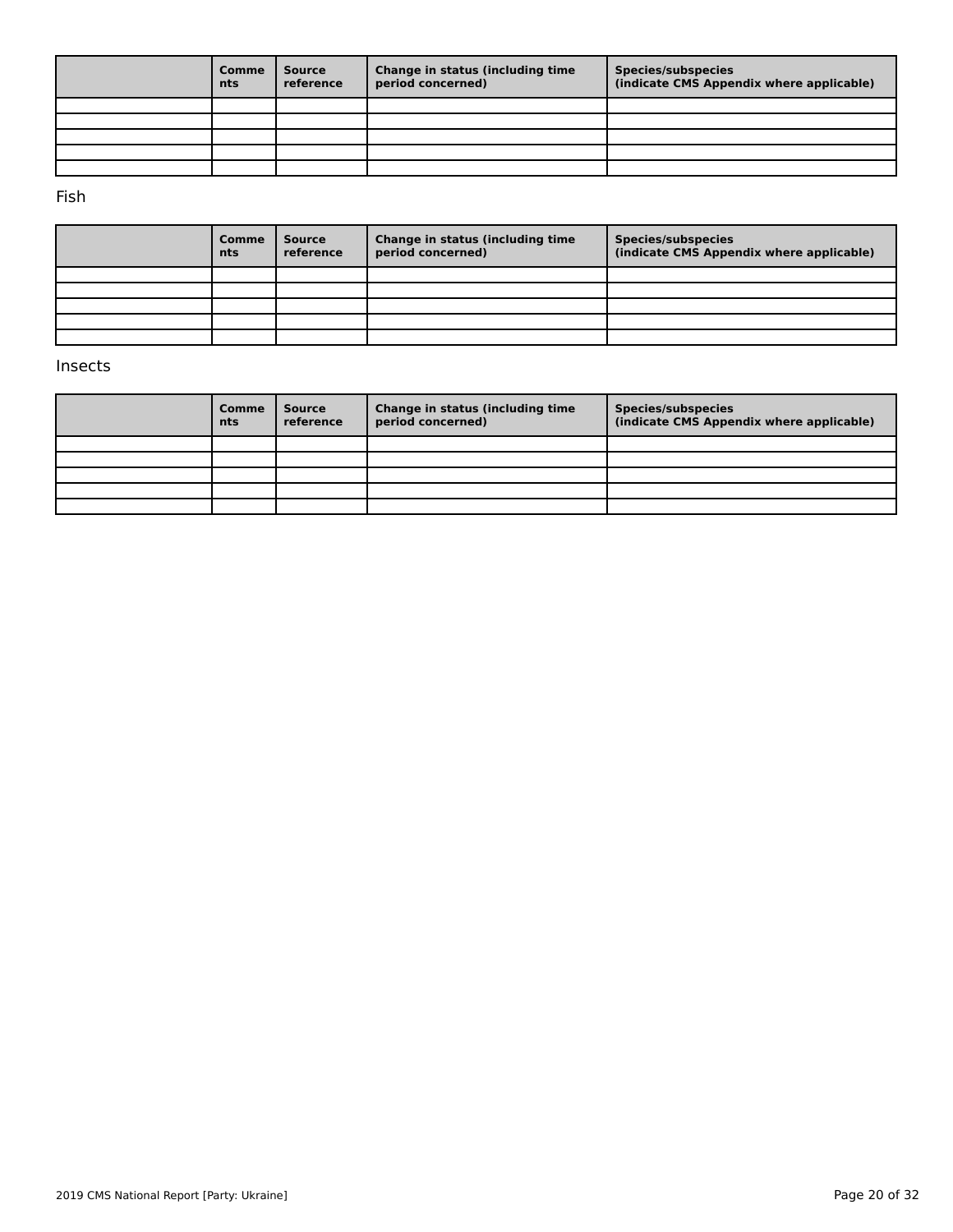| | Comments | Source reference | Change in status (including time period concerned) | Species/subspecies (indicate CMS Appendix where applicable) |
|---|---|---|---|---|
| | | | | |
| | | | | |
| | | | | |
| | | | | |
| | | | | |

Fish

| | Comments | Source reference | Change in status (including time period concerned) | Species/subspecies (indicate CMS Appendix where applicable) |
|---|---|---|---|---|
| | | | | |
| | | | | |
| | | | | |
| | | | | |
| | | | | |

Insects

| | Comments | Source reference | Change in status (including time period concerned) | Species/subspecies (indicate CMS Appendix where applicable) |
|---|---|---|---|---|
| | | | | |
| | | | | |
| | | | | |
| | | | | |
| | | | | |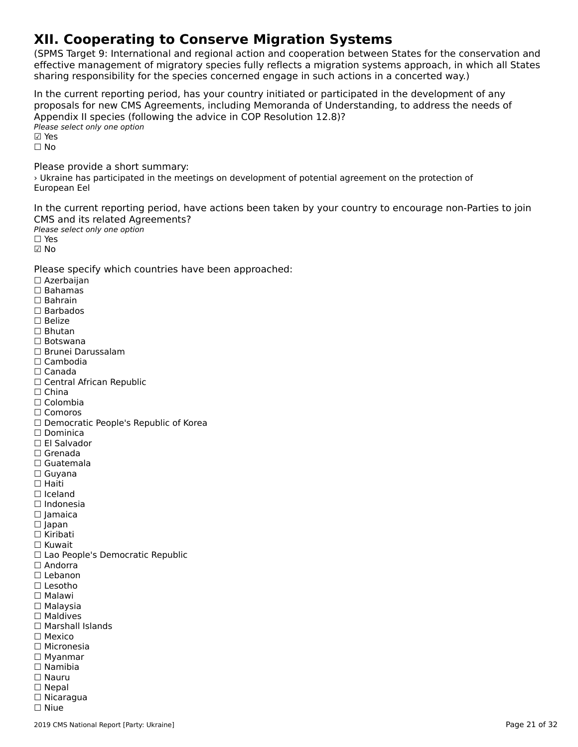# XII. Cooperating to Conserve Migration Systems

(SPMS Target 9: International and regional action and cooperation between States for the conservation and effective management of migratory species fully reflects a migration systems approach, in which all States sharing responsibility for the species concerned engage in such actions in a concerted way.)

In the current reporting period, has your country initiated or participated in the development of any proposals for new CMS Agreements, including Memoranda of Understanding, to address the needs of Appendix II species (following the advice in COP Resolution 12.8)?

*Please select only one option*

☑ Yes
☐ No

Please provide a short summary:

› Ukraine has participated in the meetings on development of potential agreement on the protection of European Eel

In the current reporting period, have actions been taken by your country to encourage non-Parties to join CMS and its related Agreements?

*Please select only one option*

☐ Yes
☑ No

Please specify which countries have been approached:

☐ Azerbaijan
☐ Bahamas
☐ Bahrain
☐ Barbados
☐ Belize
☐ Bhutan
☐ Botswana
☐ Brunei Darussalam
☐ Cambodia
☐ Canada
☐ Central African Republic
☐ China
☐ Colombia
☐ Comoros
☐ Democratic People's Republic of Korea
☐ Dominica
☐ El Salvador
☐ Grenada
☐ Guatemala
☐ Guyana
☐ Haiti
☐ Iceland
☐ Indonesia
☐ Jamaica
☐ Japan
☐ Kiribati
☐ Kuwait
☐ Lao People's Democratic Republic
☐ Andorra
☐ Lebanon
☐ Lesotho
☐ Malawi
☐ Malaysia
☐ Maldives
☐ Marshall Islands
☐ Mexico
☐ Micronesia
☐ Myanmar
☐ Namibia
☐ Nauru
☐ Nepal
☐ Nicaragua
☐ Niue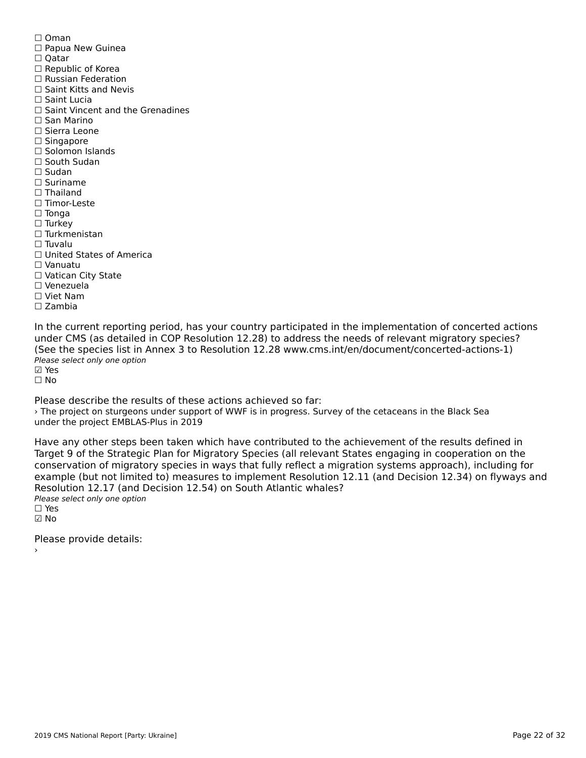☐ Oman
☐ Papua New Guinea
☐ Qatar
☐ Republic of Korea
☐ Russian Federation
☐ Saint Kitts and Nevis
☐ Saint Lucia
☐ Saint Vincent and the Grenadines
☐ San Marino
☐ Sierra Leone
☐ Singapore
☐ Solomon Islands
☐ South Sudan
☐ Sudan
☐ Suriname
☐ Thailand
☐ Timor-Leste
☐ Tonga
☐ Turkey
☐ Turkmenistan
☐ Tuvalu
☐ United States of America
☐ Vanuatu
☐ Vatican City State
☐ Venezuela
☐ Viet Nam
☐ Zambia

In the current reporting period, has your country participated in the implementation of concerted actions under CMS (as detailed in COP Resolution 12.28) to address the needs of relevant migratory species? (See the species list in Annex 3 to Resolution 12.28 www.cms.int/en/document/concerted-actions-1)
*Please select only one option*
☑ Yes
☐ No

Please describe the results of these actions achieved so far:
› The project on sturgeons under support of WWF is in progress. Survey of the cetaceans in the Black Sea under the project EMBLAS-Plus in 2019

Have any other steps been taken which have contributed to the achievement of the results defined in Target 9 of the Strategic Plan for Migratory Species (all relevant States engaging in cooperation on the conservation of migratory species in ways that fully reflect a migration systems approach), including for example (but not limited to) measures to implement Resolution 12.11 (and Decision 12.34) on flyways and Resolution 12.17 (and Decision 12.54) on South Atlantic whales?
*Please select only one option*
☐ Yes
☑ No

Please provide details:
›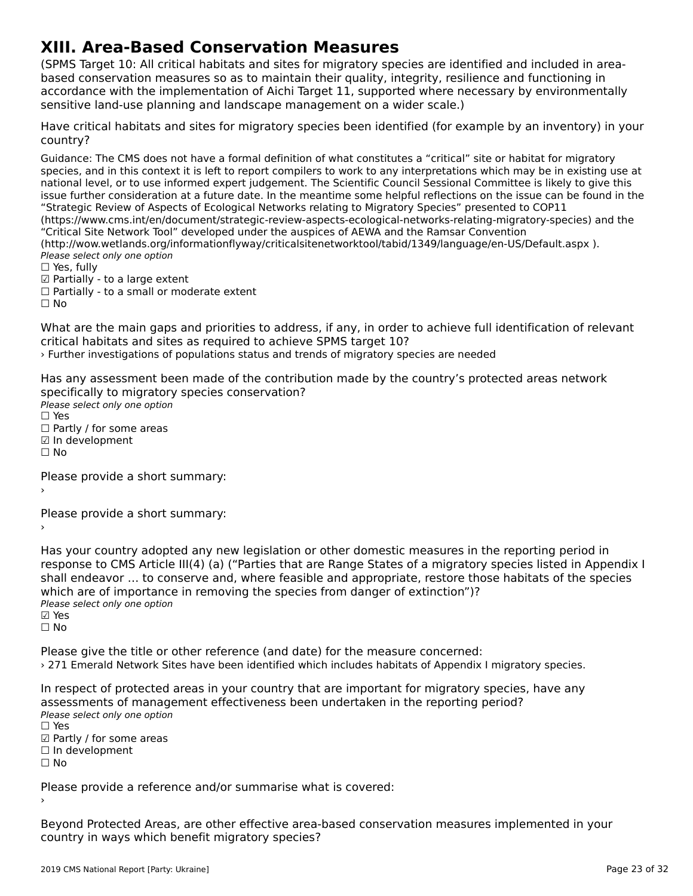# XIII. Area-Based Conservation Measures

(SPMS Target 10: All critical habitats and sites for migratory species are identified and included in area-based conservation measures so as to maintain their quality, integrity, resilience and functioning in accordance with the implementation of Aichi Target 11, supported where necessary by environmentally sensitive land-use planning and landscape management on a wider scale.)

Have critical habitats and sites for migratory species been identified (for example by an inventory) in your country?

Guidance: The CMS does not have a formal definition of what constitutes a "critical" site or habitat for migratory species, and in this context it is left to report compilers to work to any interpretations which may be in existing use at national level, or to use informed expert judgement. The Scientific Council Sessional Committee is likely to give this issue further consideration at a future date. In the meantime some helpful reflections on the issue can be found in the "Strategic Review of Aspects of Ecological Networks relating to Migratory Species" presented to COP11 (https://www.cms.int/en/document/strategic-review-aspects-ecological-networks-relating-migratory-species) and the "Critical Site Network Tool" developed under the auspices of AEWA and the Ramsar Convention (http://wow.wetlands.org/informationflyway/criticalsitenetworktool/tabid/1349/language/en-US/Default.aspx ).

*Please select only one option*

☐ Yes, fully
☑ Partially - to a large extent
☐ Partially - to a small or moderate extent
☐ No

What are the main gaps and priorities to address, if any, in order to achieve full identification of relevant critical habitats and sites as required to achieve SPMS target 10?

› Further investigations of populations status and trends of migratory species are needed

Has any assessment been made of the contribution made by the country's protected areas network specifically to migratory species conservation?

*Please select only one option*

☐ Yes
☐ Partly / for some areas
☑ In development
☐ No

Please provide a short summary:

›

Please provide a short summary:

›

Has your country adopted any new legislation or other domestic measures in the reporting period in response to CMS Article III(4) (a) ("Parties that are Range States of a migratory species listed in Appendix I shall endeavor ... to conserve and, where feasible and appropriate, restore those habitats of the species which are of importance in removing the species from danger of extinction")?

*Please select only one option*

☑ Yes
☐ No

Please give the title or other reference (and date) for the measure concerned:

› 271 Emerald Network Sites have been identified which includes habitats of Appendix I migratory species.

In respect of protected areas in your country that are important for migratory species, have any assessments of management effectiveness been undertaken in the reporting period?

*Please select only one option*

☐ Yes
☑ Partly / for some areas
☐ In development
☐ No

Please provide a reference and/or summarise what is covered:

›

Beyond Protected Areas, are other effective area-based conservation measures implemented in your country in ways which benefit migratory species?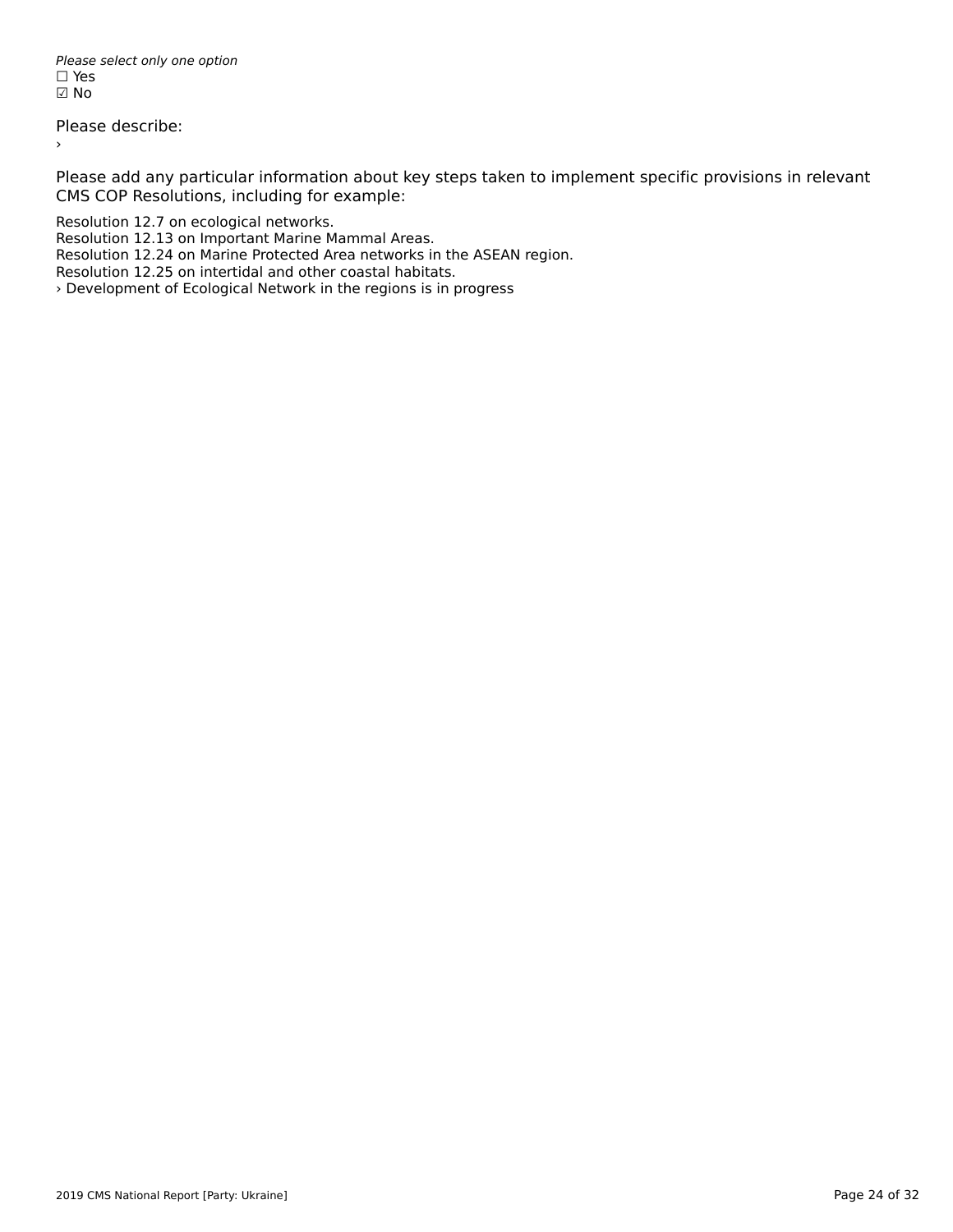*Please select only one option*
☐ Yes
☑ No

Please describe:
›

Please add any particular information about key steps taken to implement specific provisions in relevant CMS COP Resolutions, including for example:

Resolution 12.7 on ecological networks.
Resolution 12.13 on Important Marine Mammal Areas.
Resolution 12.24 on Marine Protected Area networks in the ASEAN region.
Resolution 12.25 on intertidal and other coastal habitats.
› Development of Ecological Network in the regions is in progress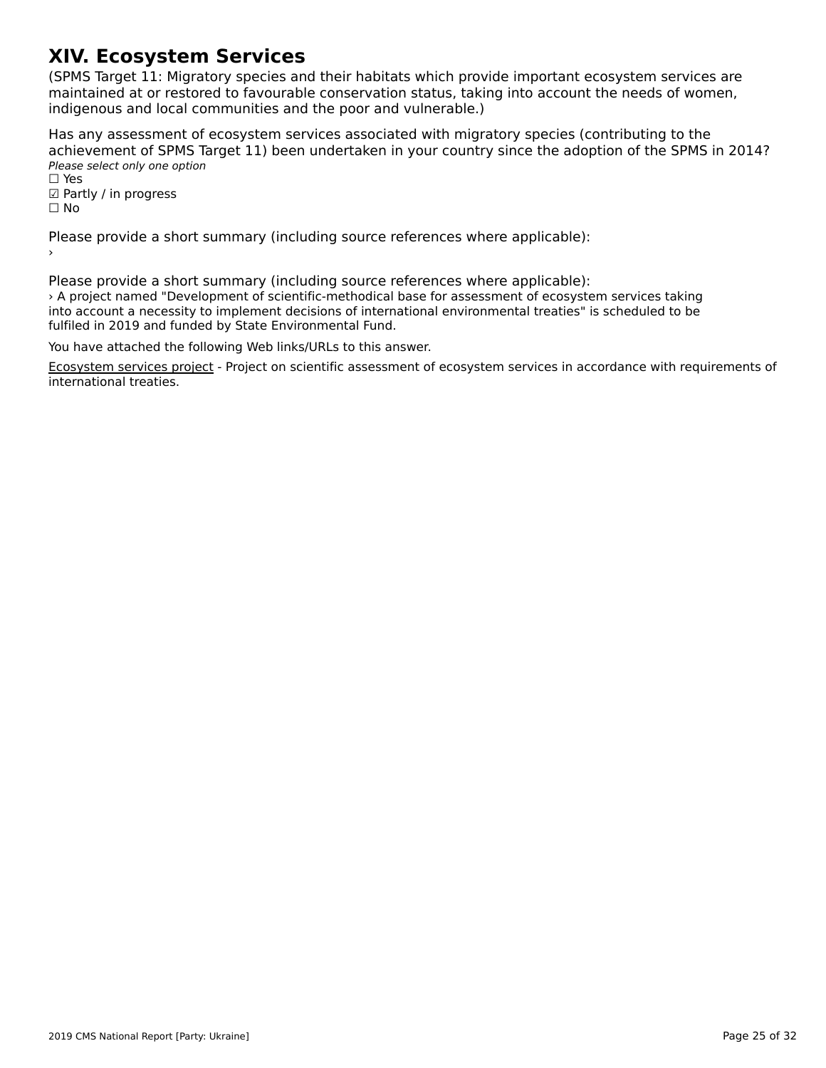# XIV. Ecosystem Services

(SPMS Target 11: Migratory species and their habitats which provide important ecosystem services are maintained at or restored to favourable conservation status, taking into account the needs of women, indigenous and local communities and the poor and vulnerable.)

Has any assessment of ecosystem services associated with migratory species (contributing to the achievement of SPMS Target 11) been undertaken in your country since the adoption of the SPMS in 2014?

*Please select only one option*

☐ Yes
☑ Partly / in progress
☐ No

Please provide a short summary (including source references where applicable):

›

Please provide a short summary (including source references where applicable):

› A project named "Development of scientific-methodical base for assessment of ecosystem services taking into account a necessity to implement decisions of international environmental treaties" is scheduled to be fulfiled in 2019 and funded by State Environmental Fund.

You have attached the following Web links/URLs to this answer.

Ecosystem services project - Project on scientific assessment of ecosystem services in accordance with requirements of international treaties.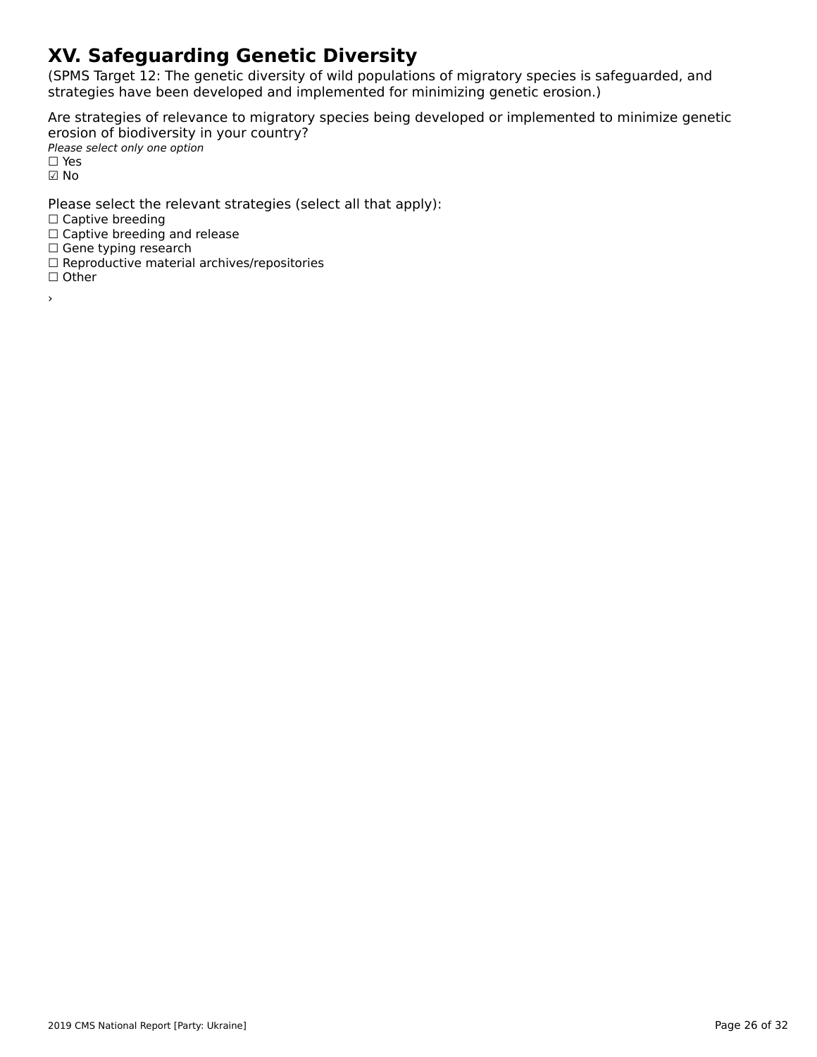# XV. Safeguarding Genetic Diversity

(SPMS Target 12: The genetic diversity of wild populations of migratory species is safeguarded, and strategies have been developed and implemented for minimizing genetic erosion.)

Are strategies of relevance to migratory species being developed or implemented to minimize genetic erosion of biodiversity in your country?

*Please select only one option*

☐ Yes
☑ No

Please select the relevant strategies (select all that apply):

☐ Captive breeding
☐ Captive breeding and release
☐ Gene typing research
☐ Reproductive material archives/repositories
☐ Other

›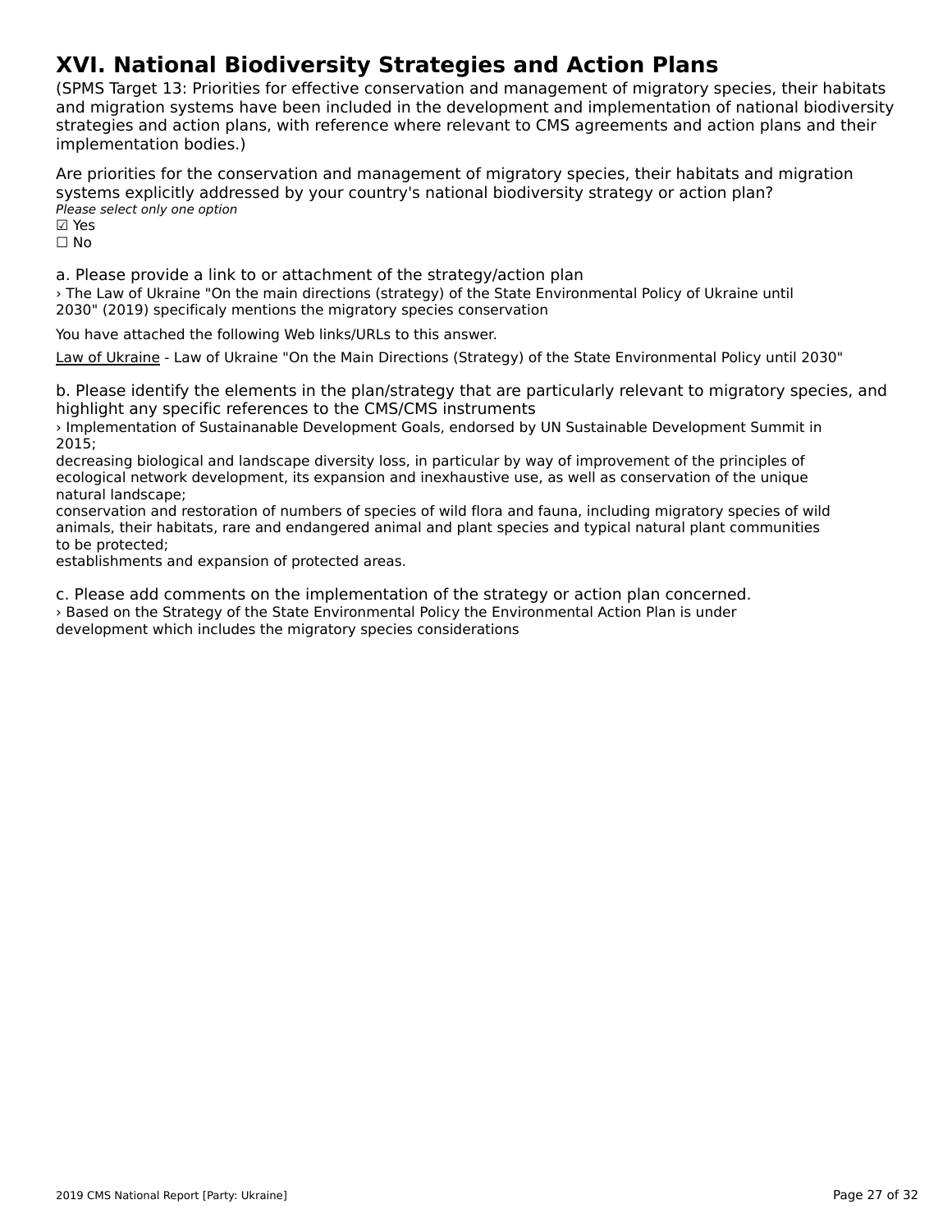# XVI. National Biodiversity Strategies and Action Plans

(SPMS Target 13: Priorities for effective conservation and management of migratory species, their habitats and migration systems have been included in the development and implementation of national biodiversity strategies and action plans, with reference where relevant to CMS agreements and action plans and their implementation bodies.)

Are priorities for the conservation and management of migratory species, their habitats and migration systems explicitly addressed by your country's national biodiversity strategy or action plan?

*Please select only one option*

☑ Yes
☐ No

a. Please provide a link to or attachment of the strategy/action plan

› The Law of Ukraine "On the main directions (strategy) of the State Environmental Policy of Ukraine until 2030" (2019) specificaly mentions the migratory species conservation

You have attached the following Web links/URLs to this answer.

Law of Ukraine - Law of Ukraine "On the Main Directions (Strategy) of the State Environmental Policy until 2030"

b. Please identify the elements in the plan/strategy that are particularly relevant to migratory species, and highlight any specific references to the CMS/CMS instruments

› Implementation of Sustainanable Development Goals, endorsed by UN Sustainable Development Summit in 2015;
decreasing biological and landscape diversity loss, in particular by way of improvement of the principles of ecological network development, its expansion and inexhaustive use, as well as conservation of the unique natural landscape;
conservation and restoration of numbers of species of wild flora and fauna, including migratory species of wild animals, their habitats, rare and endangered animal and plant species and typical natural plant communities to be protected;
establishments and expansion of protected areas.

c. Please add comments on the implementation of the strategy or action plan concerned.

› Based on the Strategy of the State Environmental Policy the Environmental Action Plan is under development which includes the migratory species considerations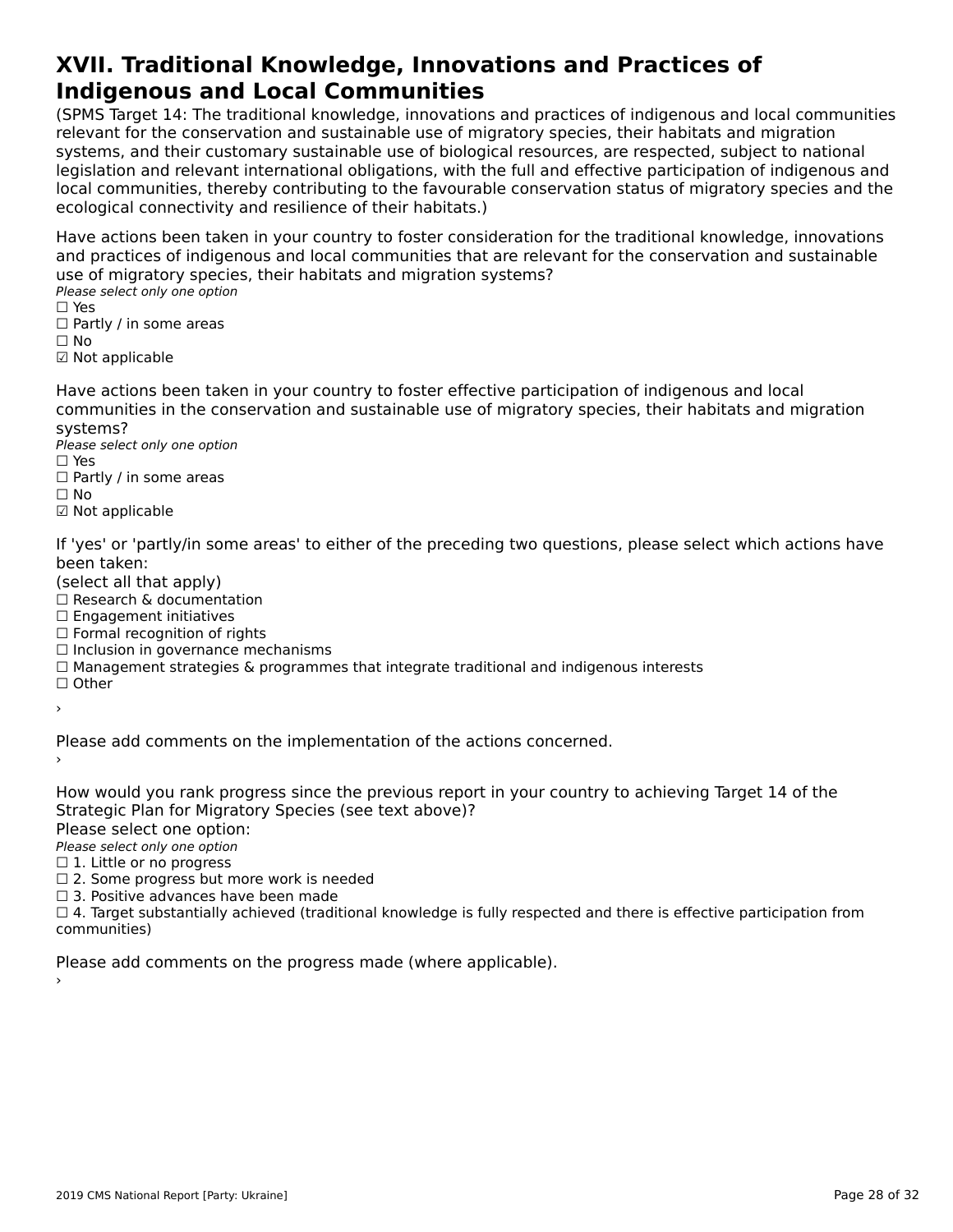# XVII. Traditional Knowledge, Innovations and Practices of Indigenous and Local Communities

(SPMS Target 14: The traditional knowledge, innovations and practices of indigenous and local communities relevant for the conservation and sustainable use of migratory species, their habitats and migration systems, and their customary sustainable use of biological resources, are respected, subject to national legislation and relevant international obligations, with the full and effective participation of indigenous and local communities, thereby contributing to the favourable conservation status of migratory species and the ecological connectivity and resilience of their habitats.)

Have actions been taken in your country to foster consideration for the traditional knowledge, innovations and practices of indigenous and local communities that are relevant for the conservation and sustainable use of migratory species, their habitats and migration systems?

*Please select only one option*

☐ Yes
☐ Partly / in some areas
☐ No
☑ Not applicable

Have actions been taken in your country to foster effective participation of indigenous and local communities in the conservation and sustainable use of migratory species, their habitats and migration systems?

*Please select only one option*

☐ Yes
☐ Partly / in some areas
☐ No
☑ Not applicable

If 'yes' or 'partly/in some areas' to either of the preceding two questions, please select which actions have been taken:

(select all that apply)

☐ Research & documentation
☐ Engagement initiatives
☐ Formal recognition of rights
☐ Inclusion in governance mechanisms
☐ Management strategies & programmes that integrate traditional and indigenous interests
☐ Other

›

Please add comments on the implementation of the actions concerned.

›

How would you rank progress since the previous report in your country to achieving Target 14 of the Strategic Plan for Migratory Species (see text above)?

Please select one option:

*Please select only one option*

☐ 1. Little or no progress
☐ 2. Some progress but more work is needed
☐ 3. Positive advances have been made
☐ 4. Target substantially achieved (traditional knowledge is fully respected and there is effective participation from communities)

Please add comments on the progress made (where applicable).

›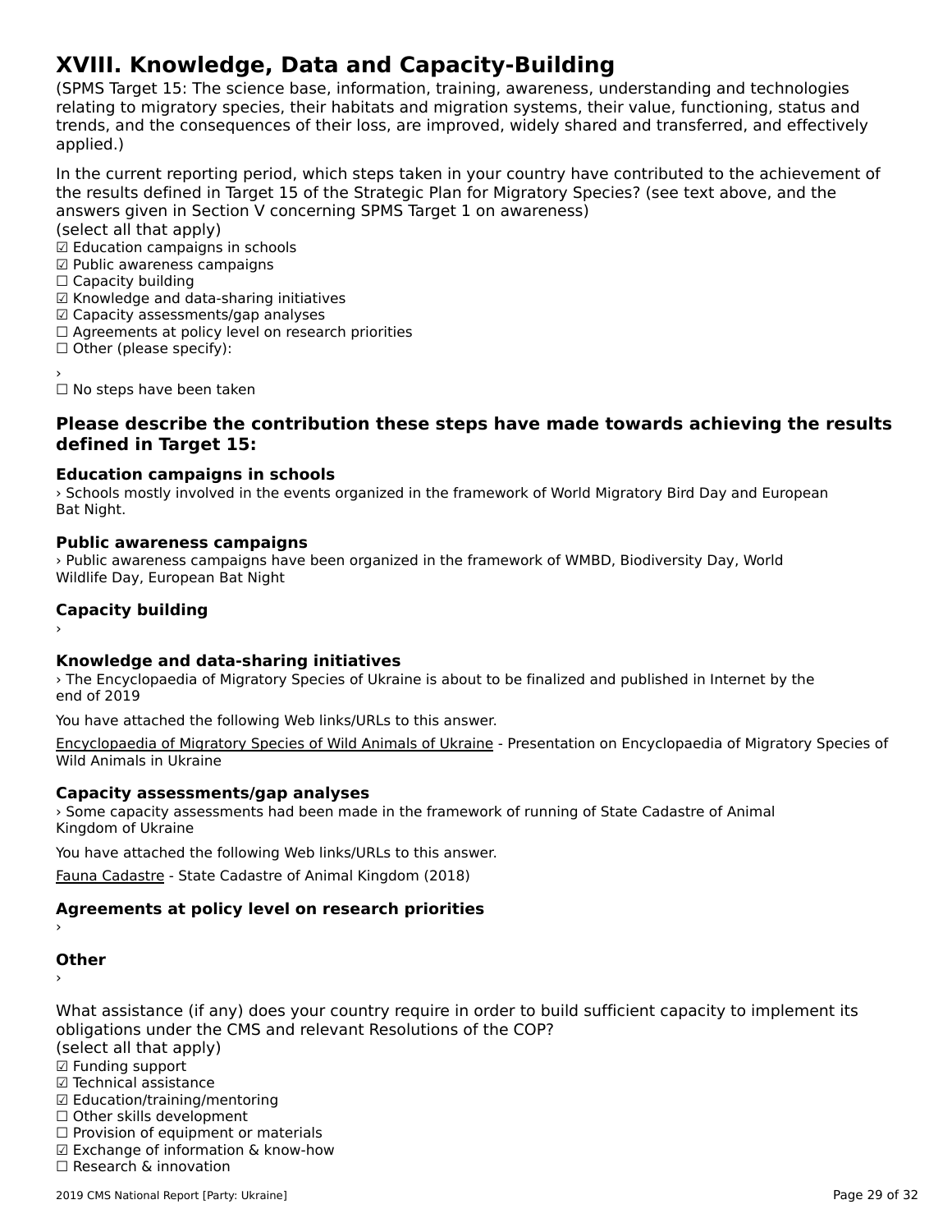# XVIII. Knowledge, Data and Capacity-Building

(SPMS Target 15: The science base, information, training, awareness, understanding and technologies relating to migratory species, their habitats and migration systems, their value, functioning, status and trends, and the consequences of their loss, are improved, widely shared and transferred, and effectively applied.)

In the current reporting period, which steps taken in your country have contributed to the achievement of the results defined in Target 15 of the Strategic Plan for Migratory Species? (see text above, and the answers given in Section V concerning SPMS Target 1 on awareness)
(select all that apply)
☑ Education campaigns in schools
☑ Public awareness campaigns
☐ Capacity building
☑ Knowledge and data-sharing initiatives
☑ Capacity assessments/gap analyses
☐ Agreements at policy level on research priorities
☐ Other (please specify):

›
☐ No steps have been taken

### Please describe the contribution these steps have made towards achieving the results defined in Target 15:

**Education campaigns in schools**
› Schools mostly involved in the events organized in the framework of World Migratory Bird Day and European Bat Night.

**Public awareness campaigns**
› Public awareness campaigns have been organized in the framework of WMBD, Biodiversity Day, World Wildlife Day, European Bat Night

**Capacity building**
›

**Knowledge and data-sharing initiatives**
› The Encyclopaedia of Migratory Species of Ukraine is about to be finalized and published in Internet by the end of 2019

You have attached the following Web links/URLs to this answer.

Encyclopaedia of Migratory Species of Wild Animals of Ukraine - Presentation on Encyclopaedia of Migratory Species of Wild Animals in Ukraine

**Capacity assessments/gap analyses**
› Some capacity assessments had been made in the framework of running of State Cadastre of Animal Kingdom of Ukraine

You have attached the following Web links/URLs to this answer.

Fauna Cadastre - State Cadastre of Animal Kingdom (2018)

**Agreements at policy level on research priorities**
›

**Other**
›

What assistance (if any) does your country require in order to build sufficient capacity to implement its obligations under the CMS and relevant Resolutions of the COP?
(select all that apply)
☑ Funding support
☑ Technical assistance
☑ Education/training/mentoring
☐ Other skills development
☐ Provision of equipment or materials
☑ Exchange of information & know-how
☐ Research & innovation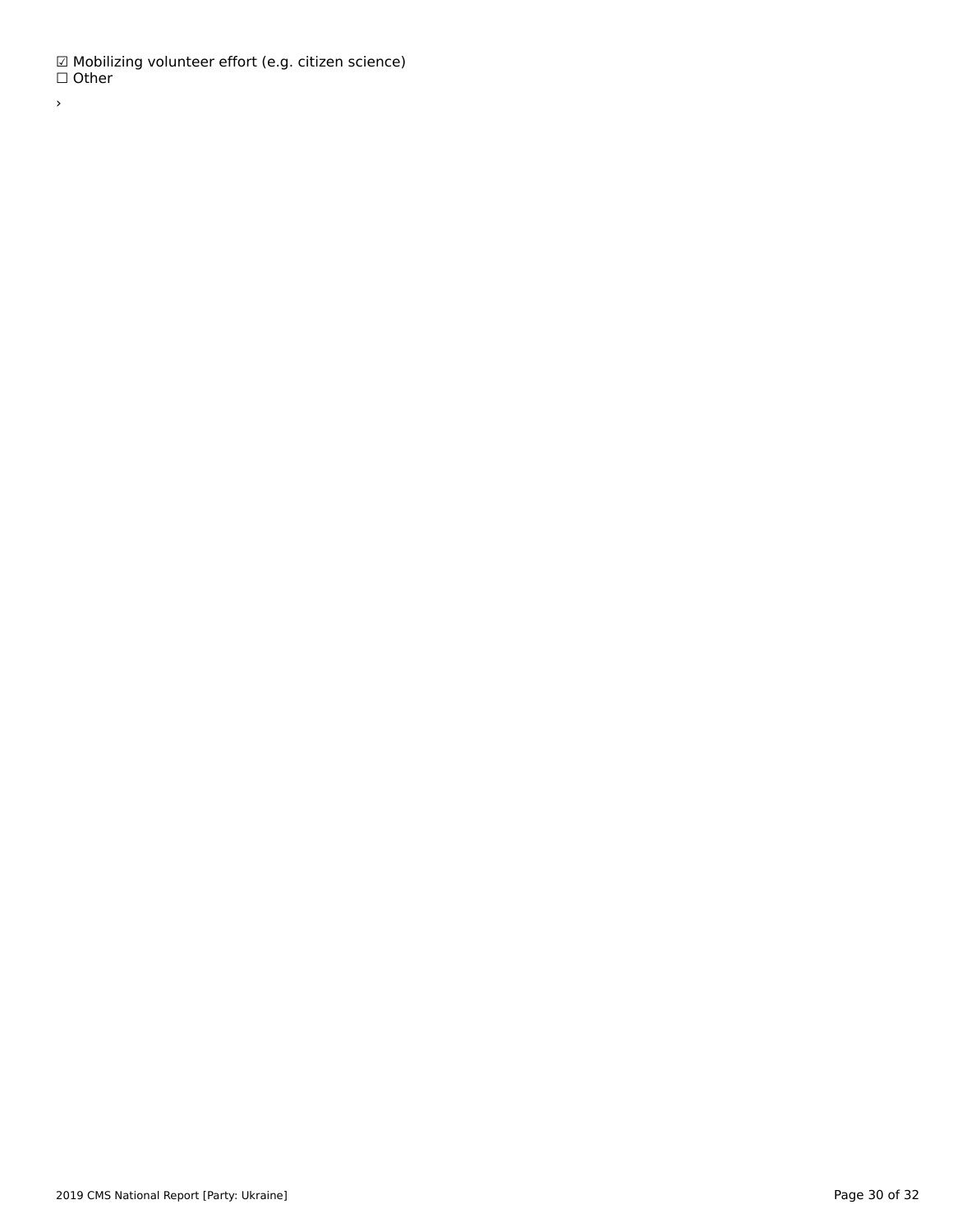☑ Mobilizing volunteer effort (e.g. citizen science)
☐ Other

›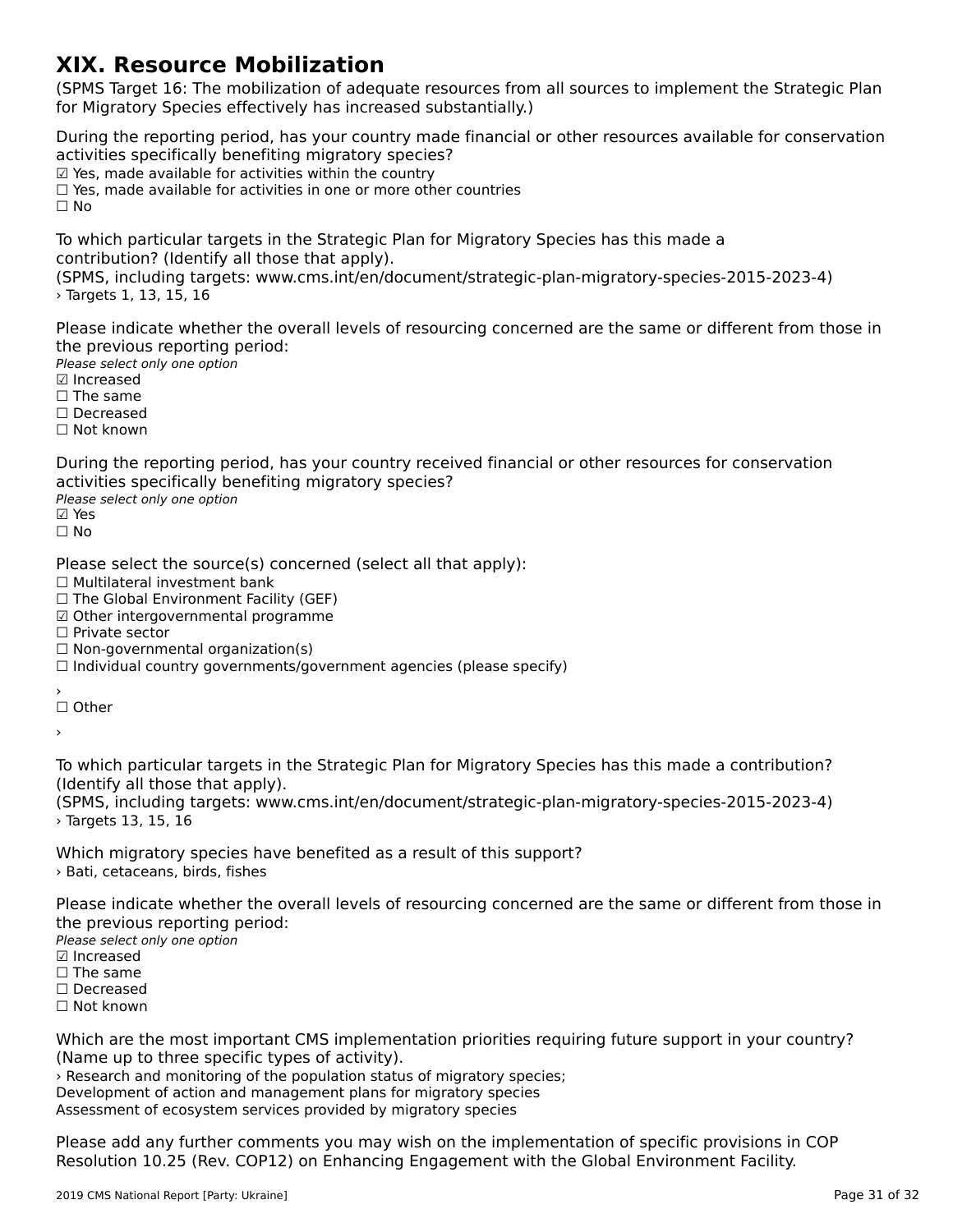# XIX. Resource Mobilization

(SPMS Target 16: The mobilization of adequate resources from all sources to implement the Strategic Plan for Migratory Species effectively has increased substantially.)

During the reporting period, has your country made financial or other resources available for conservation activities specifically benefiting migratory species?

☑ Yes, made available for activities within the country
☐ Yes, made available for activities in one or more other countries
☐ No

To which particular targets in the Strategic Plan for Migratory Species has this made a contribution? (Identify all those that apply).
(SPMS, including targets: www.cms.int/en/document/strategic-plan-migratory-species-2015-2023-4)
› Targets 1, 13, 15, 16

Please indicate whether the overall levels of resourcing concerned are the same or different from those in the previous reporting period:
*Please select only one option*
☑ Increased
☐ The same
☐ Decreased
☐ Not known

During the reporting period, has your country received financial or other resources for conservation activities specifically benefiting migratory species?
*Please select only one option*
☑ Yes
☐ No

Please select the source(s) concerned (select all that apply):
☐ Multilateral investment bank
☐ The Global Environment Facility (GEF)
☑ Other intergovernmental programme
☐ Private sector
☐ Non-governmental organization(s)
☐ Individual country governments/government agencies (please specify)

›
☐ Other

›

To which particular targets in the Strategic Plan for Migratory Species has this made a contribution? (Identify all those that apply).
(SPMS, including targets: www.cms.int/en/document/strategic-plan-migratory-species-2015-2023-4)
› Targets 13, 15, 16

Which migratory species have benefited as a result of this support?
› Bati, cetaceans, birds, fishes

Please indicate whether the overall levels of resourcing concerned are the same or different from those in the previous reporting period:
*Please select only one option*
☑ Increased
☐ The same
☐ Decreased
☐ Not known

Which are the most important CMS implementation priorities requiring future support in your country? (Name up to three specific types of activity).
› Research and monitoring of the population status of migratory species;
Development of action and management plans for migratory species
Assessment of ecosystem services provided by migratory species

Please add any further comments you may wish on the implementation of specific provisions in COP Resolution 10.25 (Rev. COP12) on Enhancing Engagement with the Global Environment Facility.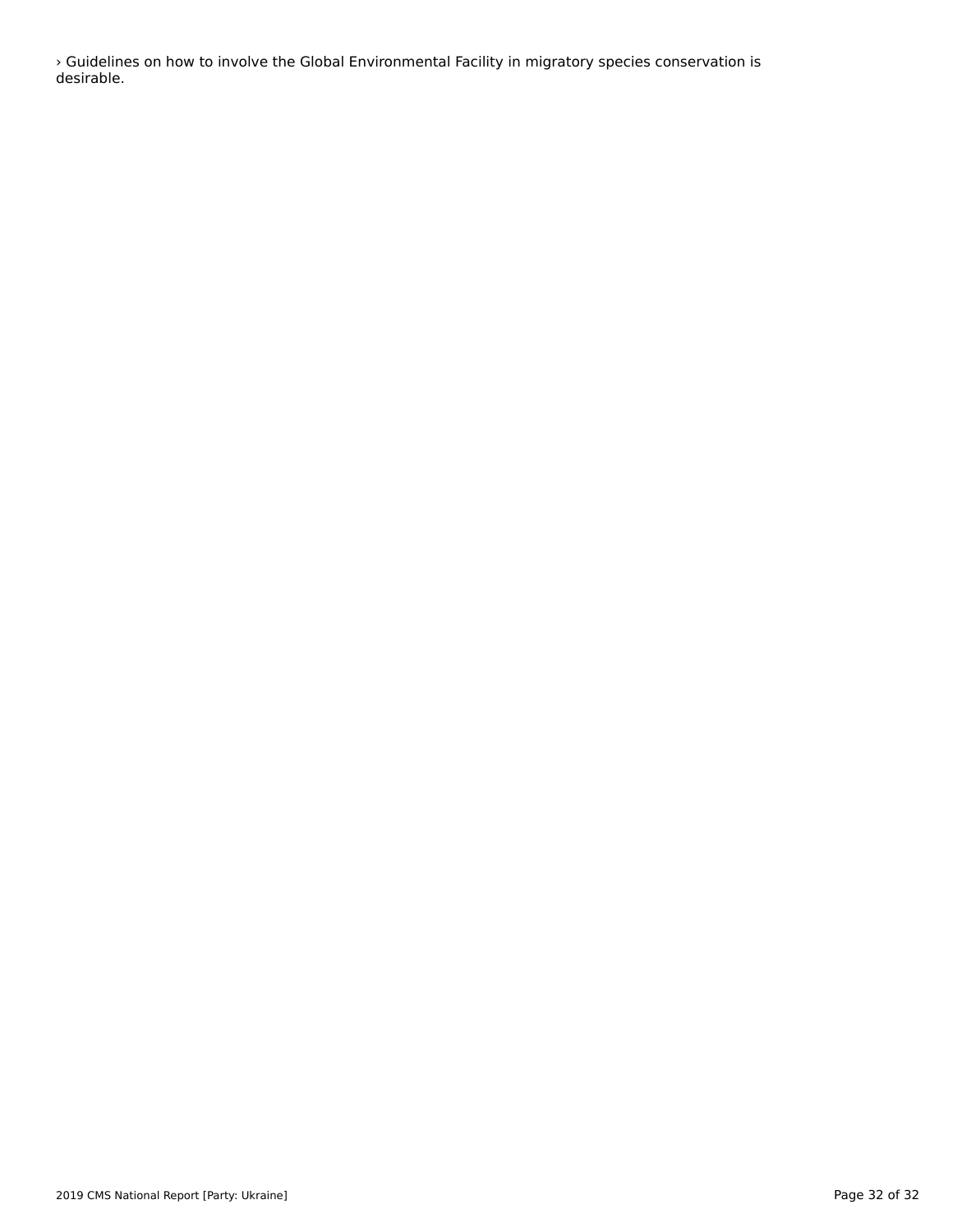› Guidelines on how to involve the Global Environmental Facility in migratory species conservation is desirable.